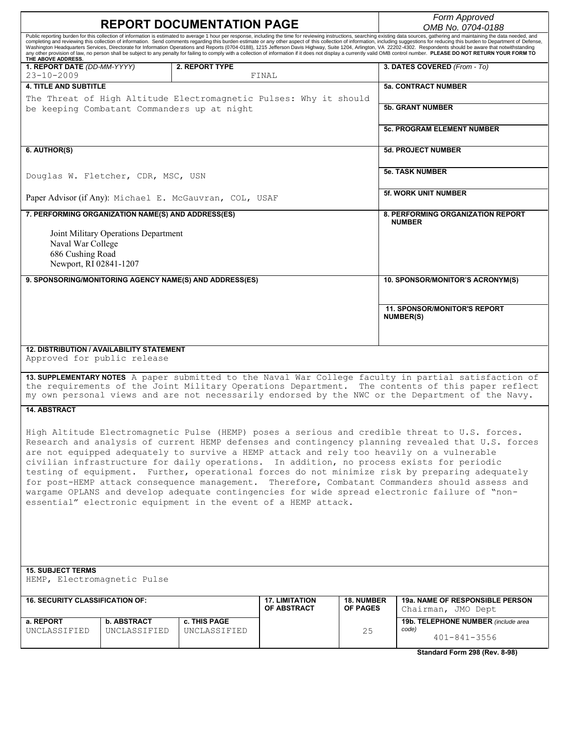# REPORT DOCUMENTATION PAGE

*Form Approved*
*OMB No. 0704-0188*

Public reporting burden for this collection of information is estimated to average 1 hour per response, including the time for reviewing instructions, searching existing data sources, gathering and maintaining the data needed, and completing and reviewing this collection of information. Send comments regarding this burden estimate or any other aspect of this collection of information, including suggestions for reducing this burden to Department of Defense, Washington Headquarters Services, Directorate for Information Operations and Reports (0704-0188), 1215 Jefferson Davis Highway, Suite 1204, Arlington, VA 22202-4302. Respondents should be aware that notwithstanding any other provision of law, no person shall be subject to any penalty for failing to comply with a collection of information if it does not display a currently valid OMB control number. **PLEASE DO NOT RETURN YOUR FORM TO THE ABOVE ADDRESS.**

| **1. REPORT DATE** *(DD-MM-YYYY)* | **2. REPORT TYPE** | **3. DATES COVERED** *(From - To)* |
|---|---|---|
| 23-10-2009 | FINAL | |

**4. TITLE AND SUBTITLE**

The Threat of High Altitude Electromagnetic Pulses: Why it should be keeping Combatant Commanders up at night

**5a. CONTRACT NUMBER**

**5b. GRANT NUMBER**

**5c. PROGRAM ELEMENT NUMBER**

**6. AUTHOR(S)**

Douglas W. Fletcher, CDR, MSC, USN

Paper Advisor (if Any): Michael E. McGauvran, COL, USAF

**5d. PROJECT NUMBER**

**5e. TASK NUMBER**

**5f. WORK UNIT NUMBER**

**7. PERFORMING ORGANIZATION NAME(S) AND ADDRESS(ES)**

Joint Military Operations Department
Naval War College
686 Cushing Road
Newport, RI 02841-1207

**8. PERFORMING ORGANIZATION REPORT NUMBER**

**9. SPONSORING/MONITORING AGENCY NAME(S) AND ADDRESS(ES)**

**10. SPONSOR/MONITOR'S ACRONYM(S)**

**11. SPONSOR/MONITOR'S REPORT NUMBER(S)**

**12. DISTRIBUTION / AVAILABILITY STATEMENT**

Approved for public release

**13. SUPPLEMENTARY NOTES** A paper submitted to the Naval War College faculty in partial satisfaction of the requirements of the Joint Military Operations Department. The contents of this paper reflect my own personal views and are not necessarily endorsed by the NWC or the Department of the Navy.

**14. ABSTRACT**

High Altitude Electromagnetic Pulse (HEMP) poses a serious and credible threat to U.S. forces. Research and analysis of current HEMP defenses and contingency planning revealed that U.S. forces are not equipped adequately to survive a HEMP attack and rely too heavily on a vulnerable civilian infrastructure for daily operations. In addition, no process exists for periodic testing of equipment. Further, operational forces do not minimize risk by preparing adequately for post-HEMP attack consequence management. Therefore, Combatant Commanders should assess and wargame OPLANS and develop adequate contingencies for wide spread electronic failure of "non-essential" electronic equipment in the event of a HEMP attack.

**15. SUBJECT TERMS**

HEMP, Electromagnetic Pulse

| **16. SECURITY CLASSIFICATION OF:** | | | **17. LIMITATION OF ABSTRACT** | **18. NUMBER OF PAGES** | **19a. NAME OF RESPONSIBLE PERSON** |
|---|---|---|---|---|---|
| **a. REPORT** | **b. ABSTRACT** | **c. THIS PAGE** | | | Chairman, JMO Dept |
| UNCLASSIFIED | UNCLASSIFIED | UNCLASSIFIED | | 25 | **19b. TELEPHONE NUMBER** *(include area code)* 401-841-3556 |

**Standard Form 298 (Rev. 8-98)**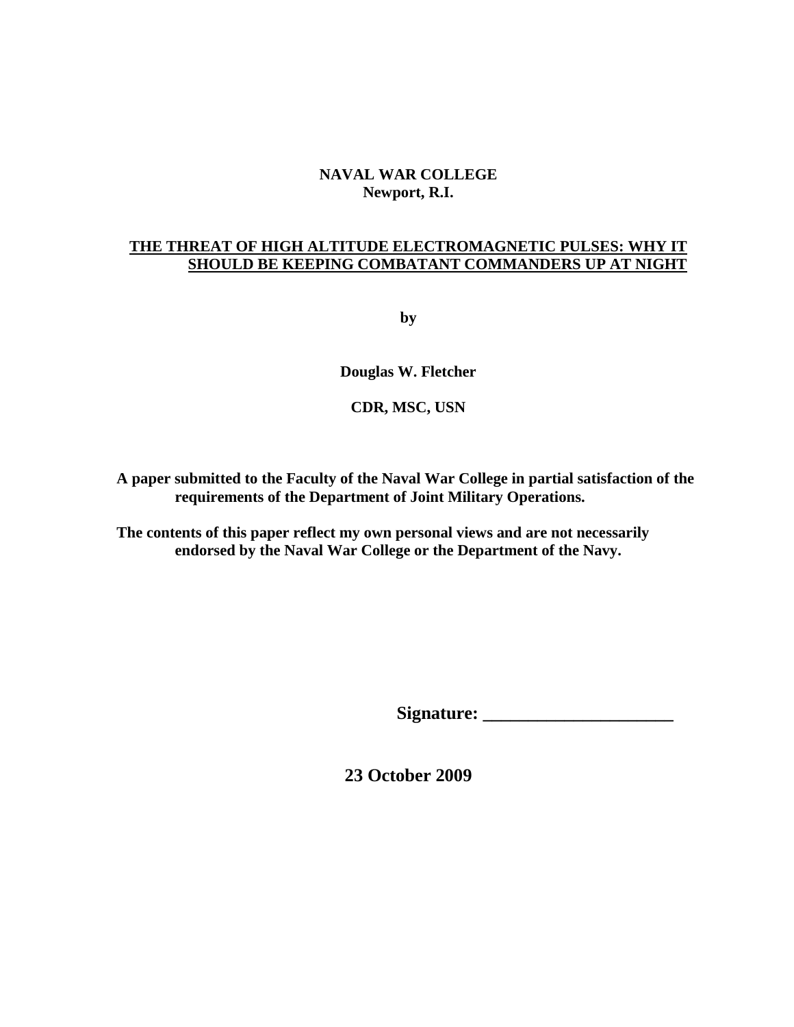**NAVAL WAR COLLEGE**
**Newport, R.I.**

# THE THREAT OF HIGH ALTITUDE ELECTROMAGNETIC PULSES: WHY IT SHOULD BE KEEPING COMBATANT COMMANDERS UP AT NIGHT

**by**

**Douglas W. Fletcher**

**CDR, MSC, USN**

**A paper submitted to the Faculty of the Naval War College in partial satisfaction of the requirements of the Department of Joint Military Operations.**

**The contents of this paper reflect my own personal views and are not necessarily endorsed by the Naval War College or the Department of the Navy.**

**Signature: _____________________**

**23 October 2009**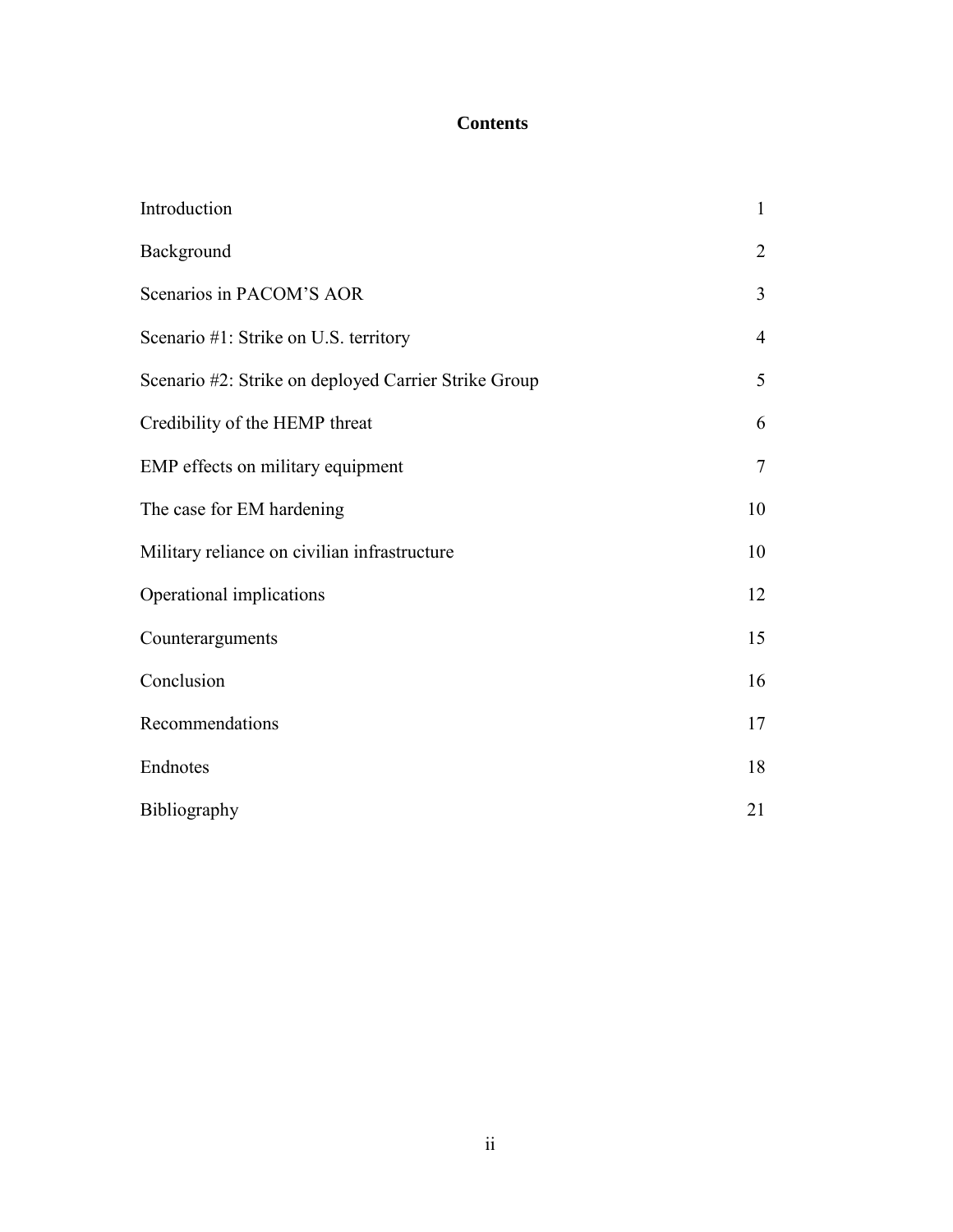# Contents

| | |
|---|---|
| Introduction | 1 |
| Background | 2 |
| Scenarios in PACOM'S AOR | 3 |
| Scenario #1: Strike on U.S. territory | 4 |
| Scenario #2: Strike on deployed Carrier Strike Group | 5 |
| Credibility of the HEMP threat | 6 |
| EMP effects on military equipment | 7 |
| The case for EM hardening | 10 |
| Military reliance on civilian infrastructure | 10 |
| Operational implications | 12 |
| Counterarguments | 15 |
| Conclusion | 16 |
| Recommendations | 17 |
| Endnotes | 18 |
| Bibliography | 21 |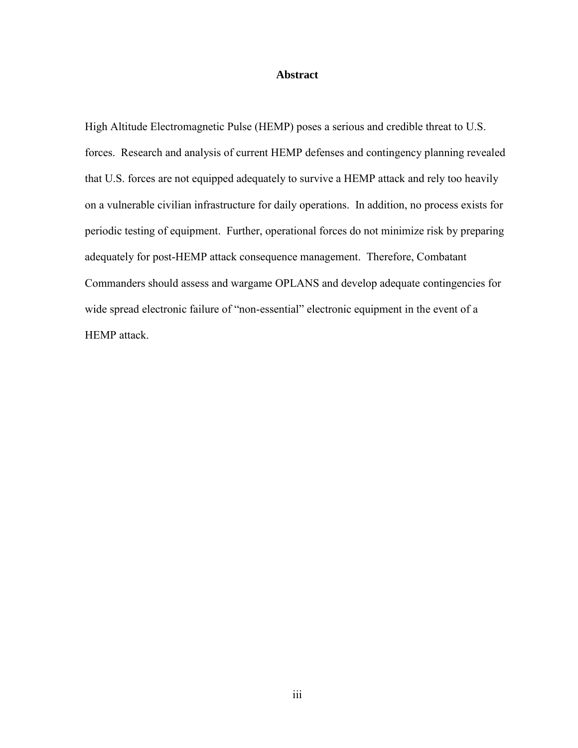# Abstract

High Altitude Electromagnetic Pulse (HEMP) poses a serious and credible threat to U.S. forces. Research and analysis of current HEMP defenses and contingency planning revealed that U.S. forces are not equipped adequately to survive a HEMP attack and rely too heavily on a vulnerable civilian infrastructure for daily operations. In addition, no process exists for periodic testing of equipment. Further, operational forces do not minimize risk by preparing adequately for post-HEMP attack consequence management. Therefore, Combatant Commanders should assess and wargame OPLANS and develop adequate contingencies for wide spread electronic failure of "non-essential" electronic equipment in the event of a HEMP attack.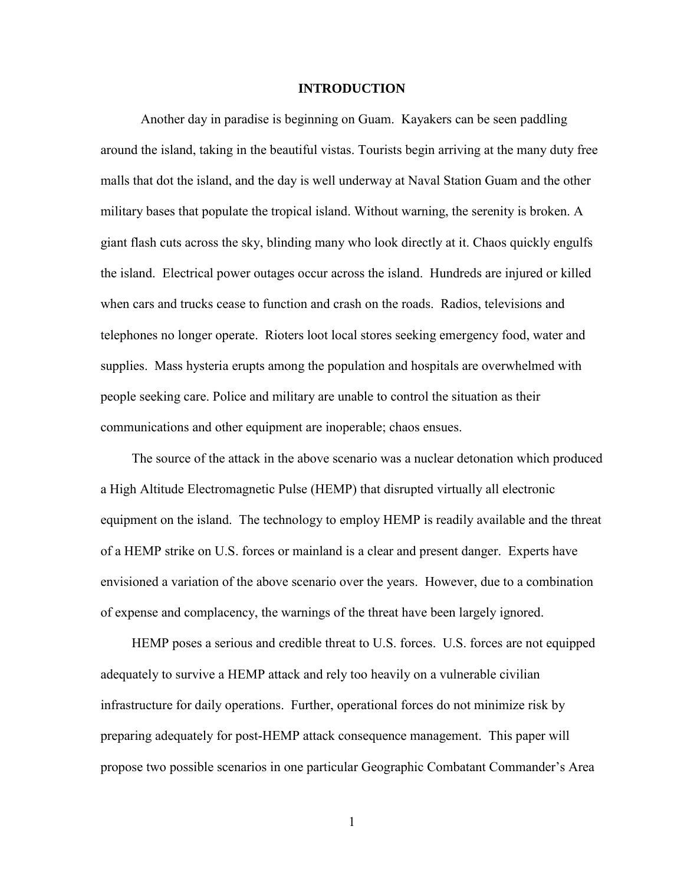# INTRODUCTION

Another day in paradise is beginning on Guam. Kayakers can be seen paddling around the island, taking in the beautiful vistas. Tourists begin arriving at the many duty free malls that dot the island, and the day is well underway at Naval Station Guam and the other military bases that populate the tropical island. Without warning, the serenity is broken. A giant flash cuts across the sky, blinding many who look directly at it. Chaos quickly engulfs the island. Electrical power outages occur across the island. Hundreds are injured or killed when cars and trucks cease to function and crash on the roads. Radios, televisions and telephones no longer operate. Rioters loot local stores seeking emergency food, water and supplies. Mass hysteria erupts among the population and hospitals are overwhelmed with people seeking care. Police and military are unable to control the situation as their communications and other equipment are inoperable; chaos ensues.

The source of the attack in the above scenario was a nuclear detonation which produced a High Altitude Electromagnetic Pulse (HEMP) that disrupted virtually all electronic equipment on the island. The technology to employ HEMP is readily available and the threat of a HEMP strike on U.S. forces or mainland is a clear and present danger. Experts have envisioned a variation of the above scenario over the years. However, due to a combination of expense and complacency, the warnings of the threat have been largely ignored.

HEMP poses a serious and credible threat to U.S. forces. U.S. forces are not equipped adequately to survive a HEMP attack and rely too heavily on a vulnerable civilian infrastructure for daily operations. Further, operational forces do not minimize risk by preparing adequately for post-HEMP attack consequence management. This paper will propose two possible scenarios in one particular Geographic Combatant Commander's Area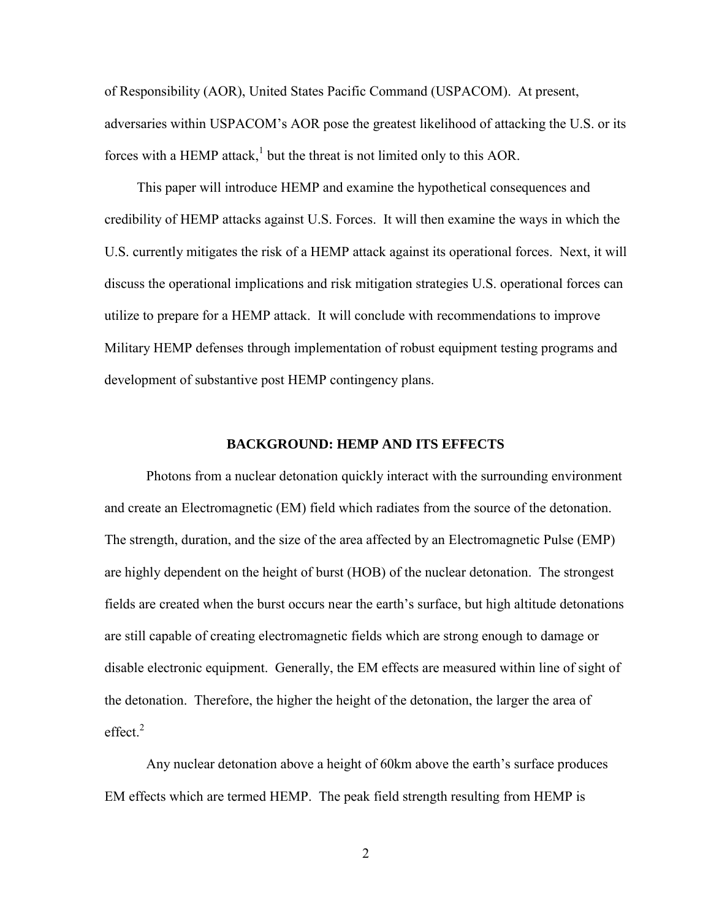of Responsibility (AOR), United States Pacific Command (USPACOM). At present, adversaries within USPACOM's AOR pose the greatest likelihood of attacking the U.S. or its forces with a HEMP attack,[1] but the threat is not limited only to this AOR.

This paper will introduce HEMP and examine the hypothetical consequences and credibility of HEMP attacks against U.S. Forces. It will then examine the ways in which the U.S. currently mitigates the risk of a HEMP attack against its operational forces. Next, it will discuss the operational implications and risk mitigation strategies U.S. operational forces can utilize to prepare for a HEMP attack. It will conclude with recommendations to improve Military HEMP defenses through implementation of robust equipment testing programs and development of substantive post HEMP contingency plans.

## BACKGROUND: HEMP AND ITS EFFECTS

Photons from a nuclear detonation quickly interact with the surrounding environment and create an Electromagnetic (EM) field which radiates from the source of the detonation. The strength, duration, and the size of the area affected by an Electromagnetic Pulse (EMP) are highly dependent on the height of burst (HOB) of the nuclear detonation. The strongest fields are created when the burst occurs near the earth's surface, but high altitude detonations are still capable of creating electromagnetic fields which are strong enough to damage or disable electronic equipment. Generally, the EM effects are measured within line of sight of the detonation. Therefore, the higher the height of the detonation, the larger the area of effect.[2]

Any nuclear detonation above a height of 60km above the earth's surface produces EM effects which are termed HEMP. The peak field strength resulting from HEMP is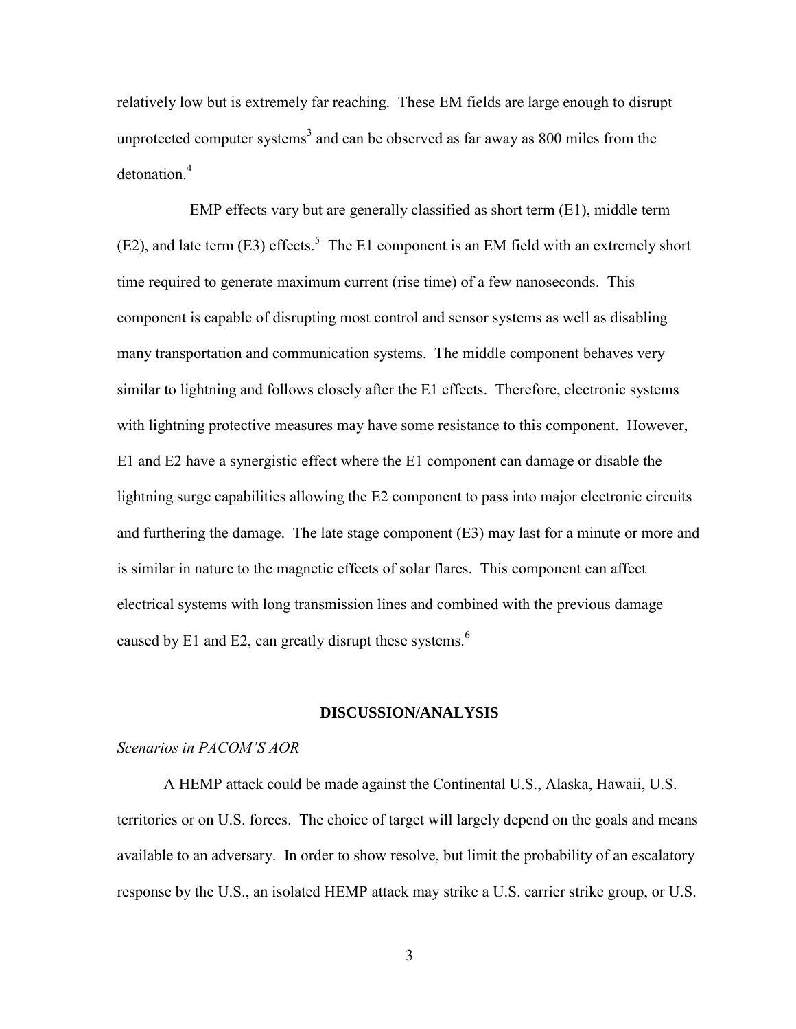relatively low but is extremely far reaching. These EM fields are large enough to disrupt unprotected computer systems[3] and can be observed as far away as 800 miles from the detonation.[4]

EMP effects vary but are generally classified as short term (E1), middle term (E2), and late term (E3) effects.[5] The E1 component is an EM field with an extremely short time required to generate maximum current (rise time) of a few nanoseconds. This component is capable of disrupting most control and sensor systems as well as disabling many transportation and communication systems. The middle component behaves very similar to lightning and follows closely after the E1 effects. Therefore, electronic systems with lightning protective measures may have some resistance to this component. However, E1 and E2 have a synergistic effect where the E1 component can damage or disable the lightning surge capabilities allowing the E2 component to pass into major electronic circuits and furthering the damage. The late stage component (E3) may last for a minute or more and is similar in nature to the magnetic effects of solar flares. This component can affect electrical systems with long transmission lines and combined with the previous damage caused by E1 and E2, can greatly disrupt these systems.[6]

## DISCUSSION/ANALYSIS

*Scenarios in PACOM'S AOR*

A HEMP attack could be made against the Continental U.S., Alaska, Hawaii, U.S. territories or on U.S. forces. The choice of target will largely depend on the goals and means available to an adversary. In order to show resolve, but limit the probability of an escalatory response by the U.S., an isolated HEMP attack may strike a U.S. carrier strike group, or U.S.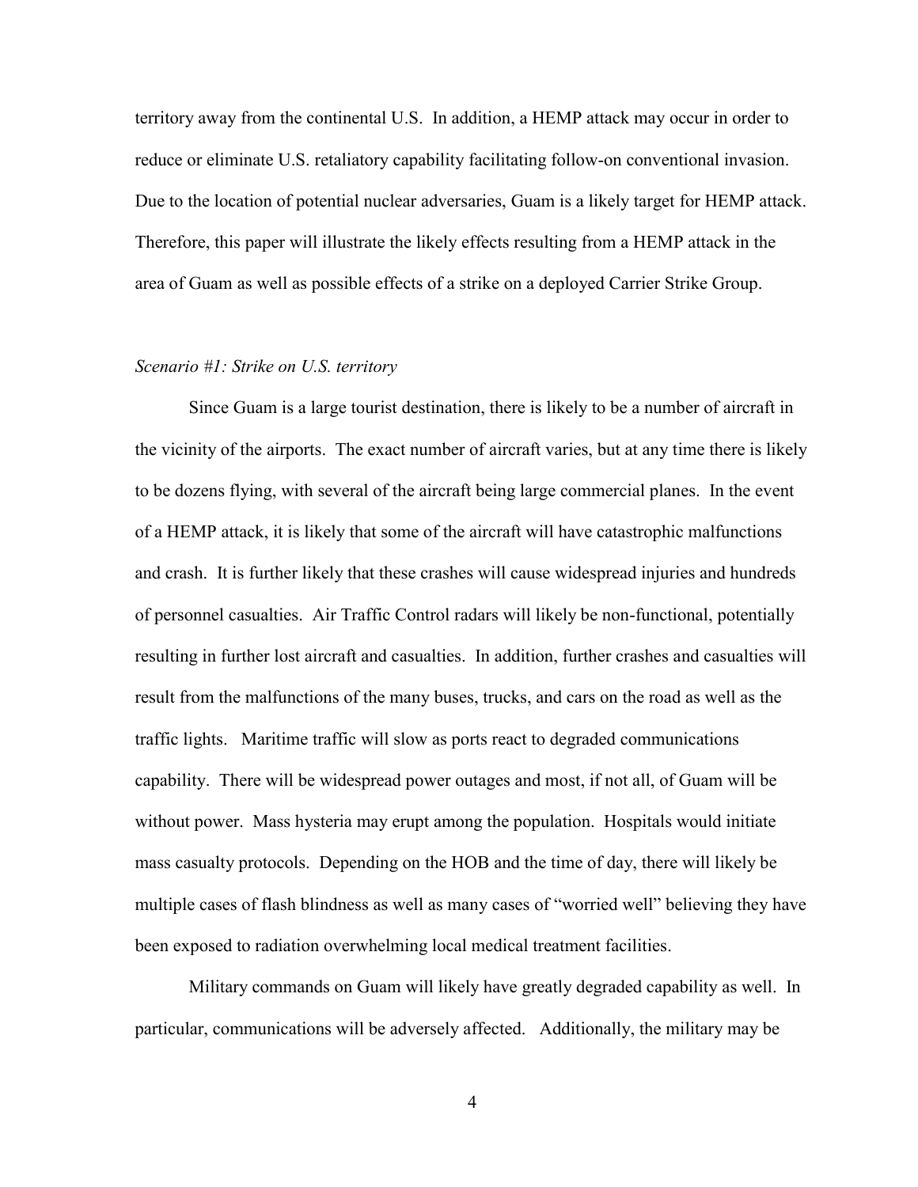territory away from the continental U.S. In addition, a HEMP attack may occur in order to reduce or eliminate U.S. retaliatory capability facilitating follow-on conventional invasion. Due to the location of potential nuclear adversaries, Guam is a likely target for HEMP attack. Therefore, this paper will illustrate the likely effects resulting from a HEMP attack in the area of Guam as well as possible effects of a strike on a deployed Carrier Strike Group.

*Scenario #1: Strike on U.S. territory*

Since Guam is a large tourist destination, there is likely to be a number of aircraft in the vicinity of the airports. The exact number of aircraft varies, but at any time there is likely to be dozens flying, with several of the aircraft being large commercial planes. In the event of a HEMP attack, it is likely that some of the aircraft will have catastrophic malfunctions and crash. It is further likely that these crashes will cause widespread injuries and hundreds of personnel casualties. Air Traffic Control radars will likely be non-functional, potentially resulting in further lost aircraft and casualties. In addition, further crashes and casualties will result from the malfunctions of the many buses, trucks, and cars on the road as well as the traffic lights. Maritime traffic will slow as ports react to degraded communications capability. There will be widespread power outages and most, if not all, of Guam will be without power. Mass hysteria may erupt among the population. Hospitals would initiate mass casualty protocols. Depending on the HOB and the time of day, there will likely be multiple cases of flash blindness as well as many cases of "worried well" believing they have been exposed to radiation overwhelming local medical treatment facilities.

Military commands on Guam will likely have greatly degraded capability as well. In particular, communications will be adversely affected. Additionally, the military may be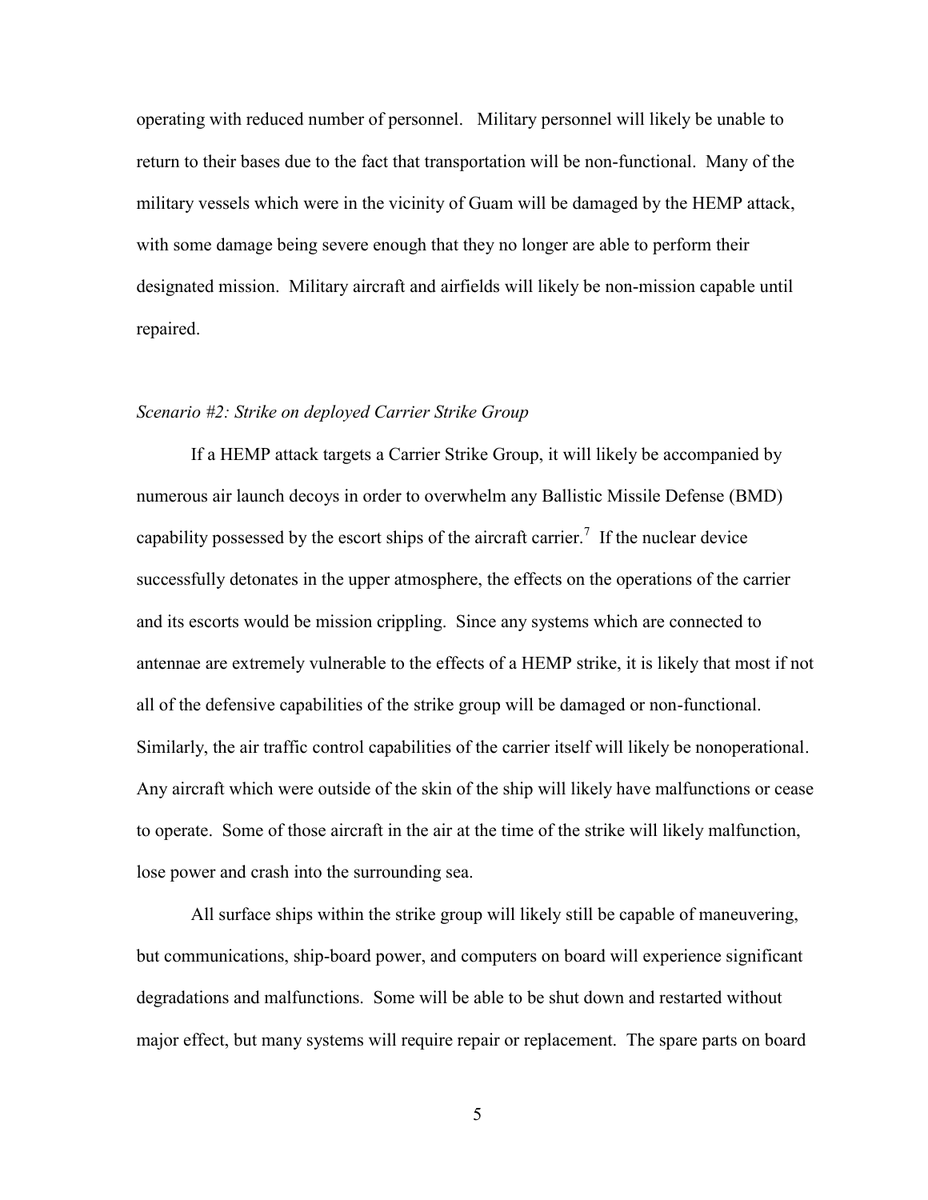operating with reduced number of personnel. Military personnel will likely be unable to return to their bases due to the fact that transportation will be non-functional. Many of the military vessels which were in the vicinity of Guam will be damaged by the HEMP attack, with some damage being severe enough that they no longer are able to perform their designated mission. Military aircraft and airfields will likely be non-mission capable until repaired.

*Scenario #2: Strike on deployed Carrier Strike Group*

If a HEMP attack targets a Carrier Strike Group, it will likely be accompanied by numerous air launch decoys in order to overwhelm any Ballistic Missile Defense (BMD) capability possessed by the escort ships of the aircraft carrier.[7] If the nuclear device successfully detonates in the upper atmosphere, the effects on the operations of the carrier and its escorts would be mission crippling. Since any systems which are connected to antennae are extremely vulnerable to the effects of a HEMP strike, it is likely that most if not all of the defensive capabilities of the strike group will be damaged or non-functional. Similarly, the air traffic control capabilities of the carrier itself will likely be nonoperational. Any aircraft which were outside of the skin of the ship will likely have malfunctions or cease to operate. Some of those aircraft in the air at the time of the strike will likely malfunction, lose power and crash into the surrounding sea.

All surface ships within the strike group will likely still be capable of maneuvering, but communications, ship-board power, and computers on board will experience significant degradations and malfunctions. Some will be able to be shut down and restarted without major effect, but many systems will require repair or replacement. The spare parts on board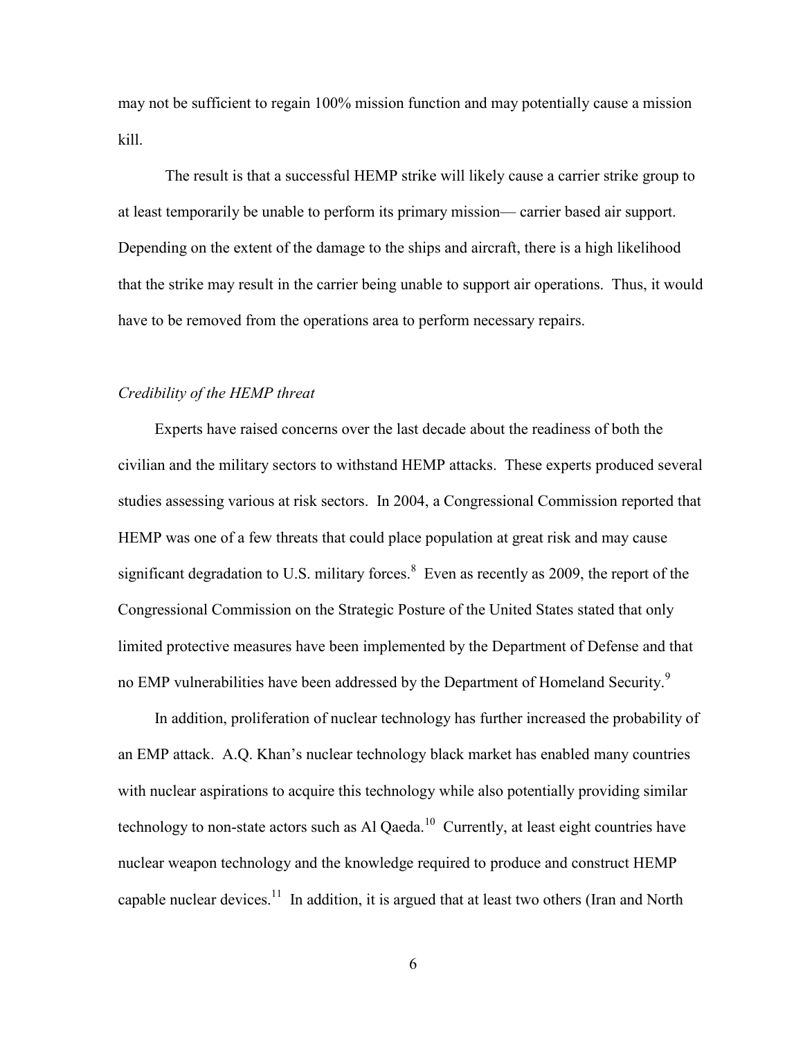may not be sufficient to regain 100% mission function and may potentially cause a mission kill.

The result is that a successful HEMP strike will likely cause a carrier strike group to at least temporarily be unable to perform its primary mission— carrier based air support. Depending on the extent of the damage to the ships and aircraft, there is a high likelihood that the strike may result in the carrier being unable to support air operations. Thus, it would have to be removed from the operations area to perform necessary repairs.

*Credibility of the HEMP threat*

Experts have raised concerns over the last decade about the readiness of both the civilian and the military sectors to withstand HEMP attacks. These experts produced several studies assessing various at risk sectors. In 2004, a Congressional Commission reported that HEMP was one of a few threats that could place population at great risk and may cause significant degradation to U.S. military forces.[8] Even as recently as 2009, the report of the Congressional Commission on the Strategic Posture of the United States stated that only limited protective measures have been implemented by the Department of Defense and that no EMP vulnerabilities have been addressed by the Department of Homeland Security.[9]

In addition, proliferation of nuclear technology has further increased the probability of an EMP attack. A.Q. Khan's nuclear technology black market has enabled many countries with nuclear aspirations to acquire this technology while also potentially providing similar technology to non-state actors such as Al Qaeda.[10] Currently, at least eight countries have nuclear weapon technology and the knowledge required to produce and construct HEMP capable nuclear devices.[11] In addition, it is argued that at least two others (Iran and North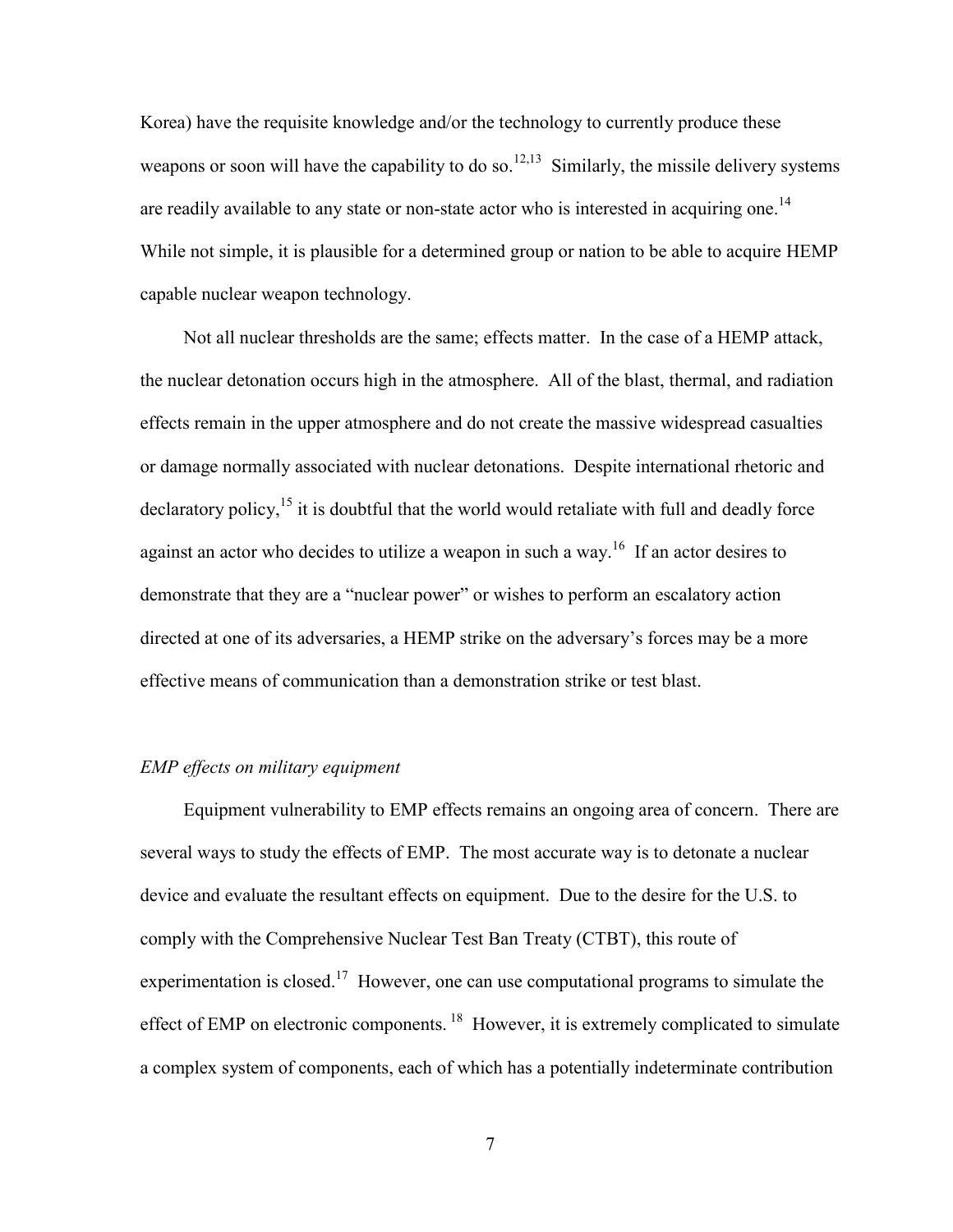Korea) have the requisite knowledge and/or the technology to currently produce these weapons or soon will have the capability to do so.[12,13] Similarly, the missile delivery systems are readily available to any state or non-state actor who is interested in acquiring one.[14] While not simple, it is plausible for a determined group or nation to be able to acquire HEMP capable nuclear weapon technology.

Not all nuclear thresholds are the same; effects matter. In the case of a HEMP attack, the nuclear detonation occurs high in the atmosphere. All of the blast, thermal, and radiation effects remain in the upper atmosphere and do not create the massive widespread casualties or damage normally associated with nuclear detonations. Despite international rhetoric and declaratory policy,[15] it is doubtful that the world would retaliate with full and deadly force against an actor who decides to utilize a weapon in such a way.[16] If an actor desires to demonstrate that they are a "nuclear power" or wishes to perform an escalatory action directed at one of its adversaries, a HEMP strike on the adversary's forces may be a more effective means of communication than a demonstration strike or test blast.

*EMP effects on military equipment*

Equipment vulnerability to EMP effects remains an ongoing area of concern. There are several ways to study the effects of EMP. The most accurate way is to detonate a nuclear device and evaluate the resultant effects on equipment. Due to the desire for the U.S. to comply with the Comprehensive Nuclear Test Ban Treaty (CTBT), this route of experimentation is closed.[17] However, one can use computational programs to simulate the effect of EMP on electronic components.[18] However, it is extremely complicated to simulate a complex system of components, each of which has a potentially indeterminate contribution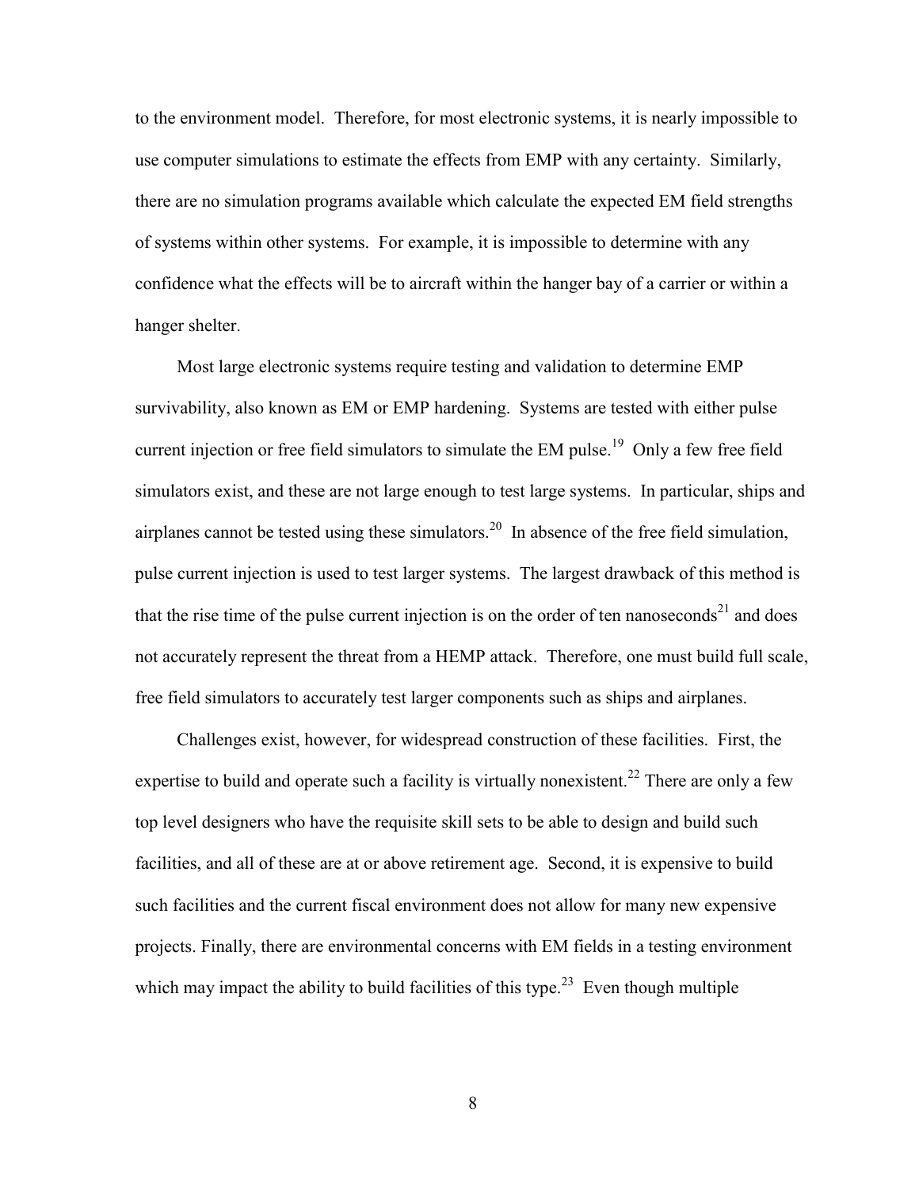to the environment model. Therefore, for most electronic systems, it is nearly impossible to use computer simulations to estimate the effects from EMP with any certainty. Similarly, there are no simulation programs available which calculate the expected EM field strengths of systems within other systems. For example, it is impossible to determine with any confidence what the effects will be to aircraft within the hanger bay of a carrier or within a hanger shelter.

Most large electronic systems require testing and validation to determine EMP survivability, also known as EM or EMP hardening. Systems are tested with either pulse current injection or free field simulators to simulate the EM pulse.[19] Only a few free field simulators exist, and these are not large enough to test large systems. In particular, ships and airplanes cannot be tested using these simulators.[20] In absence of the free field simulation, pulse current injection is used to test larger systems. The largest drawback of this method is that the rise time of the pulse current injection is on the order of ten nanoseconds[21] and does not accurately represent the threat from a HEMP attack. Therefore, one must build full scale, free field simulators to accurately test larger components such as ships and airplanes.

Challenges exist, however, for widespread construction of these facilities. First, the expertise to build and operate such a facility is virtually nonexistent.[22] There are only a few top level designers who have the requisite skill sets to be able to design and build such facilities, and all of these are at or above retirement age. Second, it is expensive to build such facilities and the current fiscal environment does not allow for many new expensive projects. Finally, there are environmental concerns with EM fields in a testing environment which may impact the ability to build facilities of this type.[23] Even though multiple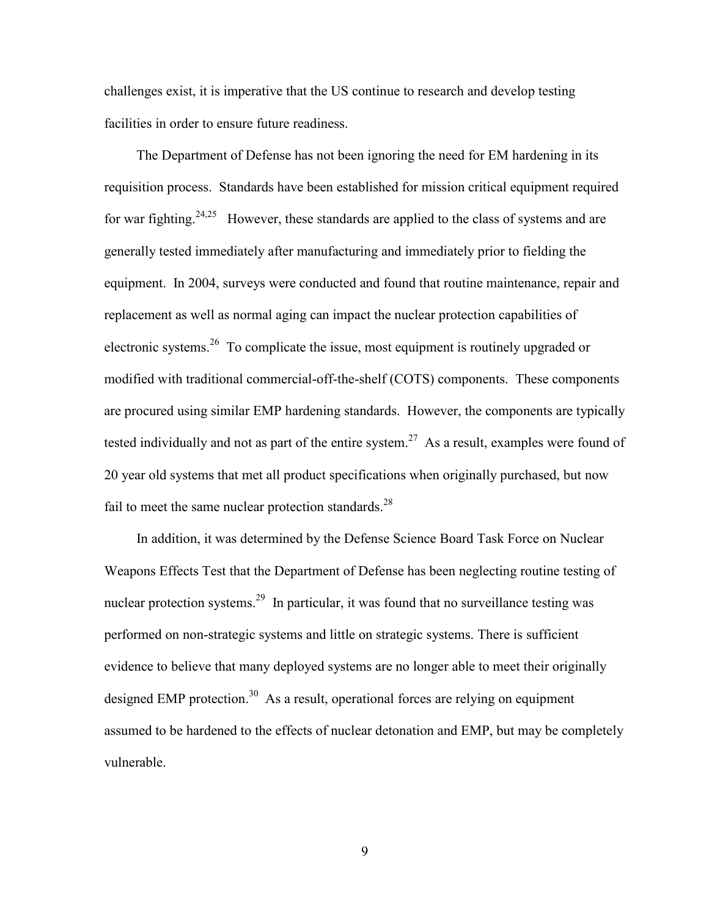challenges exist, it is imperative that the US continue to research and develop testing facilities in order to ensure future readiness.

The Department of Defense has not been ignoring the need for EM hardening in its requisition process. Standards have been established for mission critical equipment required for war fighting.[24,25] However, these standards are applied to the class of systems and are generally tested immediately after manufacturing and immediately prior to fielding the equipment. In 2004, surveys were conducted and found that routine maintenance, repair and replacement as well as normal aging can impact the nuclear protection capabilities of electronic systems.[26] To complicate the issue, most equipment is routinely upgraded or modified with traditional commercial-off-the-shelf (COTS) components. These components are procured using similar EMP hardening standards. However, the components are typically tested individually and not as part of the entire system.[27] As a result, examples were found of 20 year old systems that met all product specifications when originally purchased, but now fail to meet the same nuclear protection standards.[28]

In addition, it was determined by the Defense Science Board Task Force on Nuclear Weapons Effects Test that the Department of Defense has been neglecting routine testing of nuclear protection systems.[29] In particular, it was found that no surveillance testing was performed on non-strategic systems and little on strategic systems. There is sufficient evidence to believe that many deployed systems are no longer able to meet their originally designed EMP protection.[30] As a result, operational forces are relying on equipment assumed to be hardened to the effects of nuclear detonation and EMP, but may be completely vulnerable.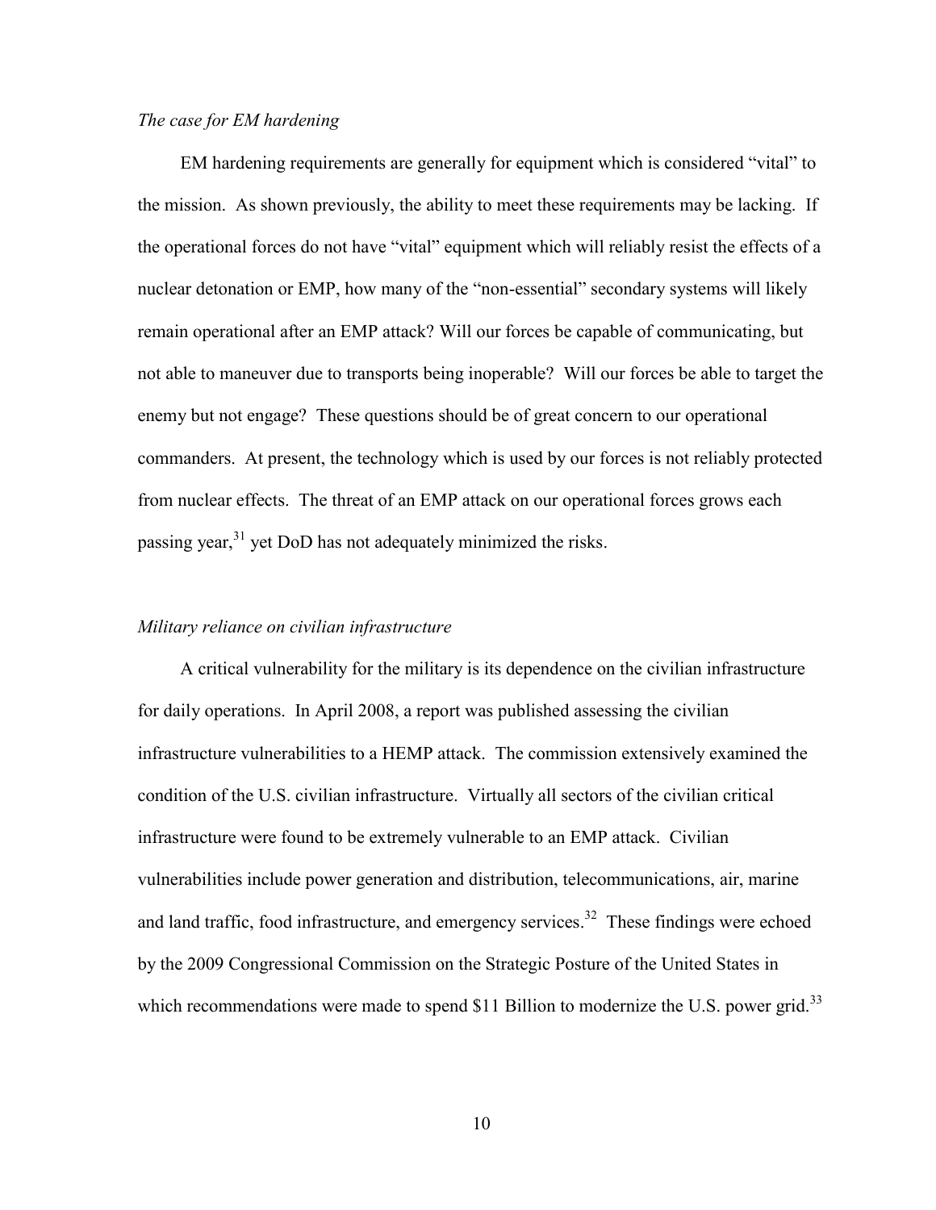*The case for EM hardening*

EM hardening requirements are generally for equipment which is considered "vital" to the mission. As shown previously, the ability to meet these requirements may be lacking. If the operational forces do not have "vital" equipment which will reliably resist the effects of a nuclear detonation or EMP, how many of the "non-essential" secondary systems will likely remain operational after an EMP attack? Will our forces be capable of communicating, but not able to maneuver due to transports being inoperable? Will our forces be able to target the enemy but not engage? These questions should be of great concern to our operational commanders. At present, the technology which is used by our forces is not reliably protected from nuclear effects. The threat of an EMP attack on our operational forces grows each passing year,[31] yet DoD has not adequately minimized the risks.

*Military reliance on civilian infrastructure*

A critical vulnerability for the military is its dependence on the civilian infrastructure for daily operations. In April 2008, a report was published assessing the civilian infrastructure vulnerabilities to a HEMP attack. The commission extensively examined the condition of the U.S. civilian infrastructure. Virtually all sectors of the civilian critical infrastructure were found to be extremely vulnerable to an EMP attack. Civilian vulnerabilities include power generation and distribution, telecommunications, air, marine and land traffic, food infrastructure, and emergency services.[32] These findings were echoed by the 2009 Congressional Commission on the Strategic Posture of the United States in which recommendations were made to spend $11 Billion to modernize the U.S. power grid.[33]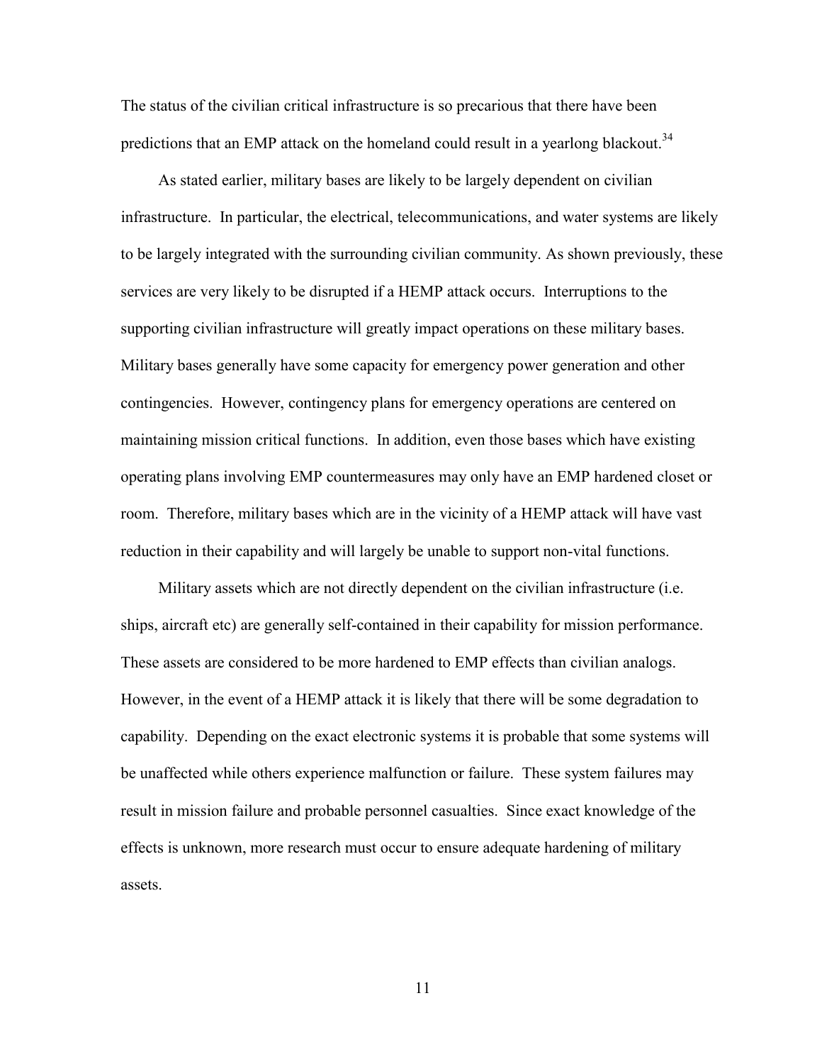The status of the civilian critical infrastructure is so precarious that there have been predictions that an EMP attack on the homeland could result in a yearlong blackout.[34]

As stated earlier, military bases are likely to be largely dependent on civilian infrastructure. In particular, the electrical, telecommunications, and water systems are likely to be largely integrated with the surrounding civilian community. As shown previously, these services are very likely to be disrupted if a HEMP attack occurs. Interruptions to the supporting civilian infrastructure will greatly impact operations on these military bases. Military bases generally have some capacity for emergency power generation and other contingencies. However, contingency plans for emergency operations are centered on maintaining mission critical functions. In addition, even those bases which have existing operating plans involving EMP countermeasures may only have an EMP hardened closet or room. Therefore, military bases which are in the vicinity of a HEMP attack will have vast reduction in their capability and will largely be unable to support non-vital functions.

Military assets which are not directly dependent on the civilian infrastructure (i.e. ships, aircraft etc) are generally self-contained in their capability for mission performance. These assets are considered to be more hardened to EMP effects than civilian analogs. However, in the event of a HEMP attack it is likely that there will be some degradation to capability. Depending on the exact electronic systems it is probable that some systems will be unaffected while others experience malfunction or failure. These system failures may result in mission failure and probable personnel casualties. Since exact knowledge of the effects is unknown, more research must occur to ensure adequate hardening of military assets.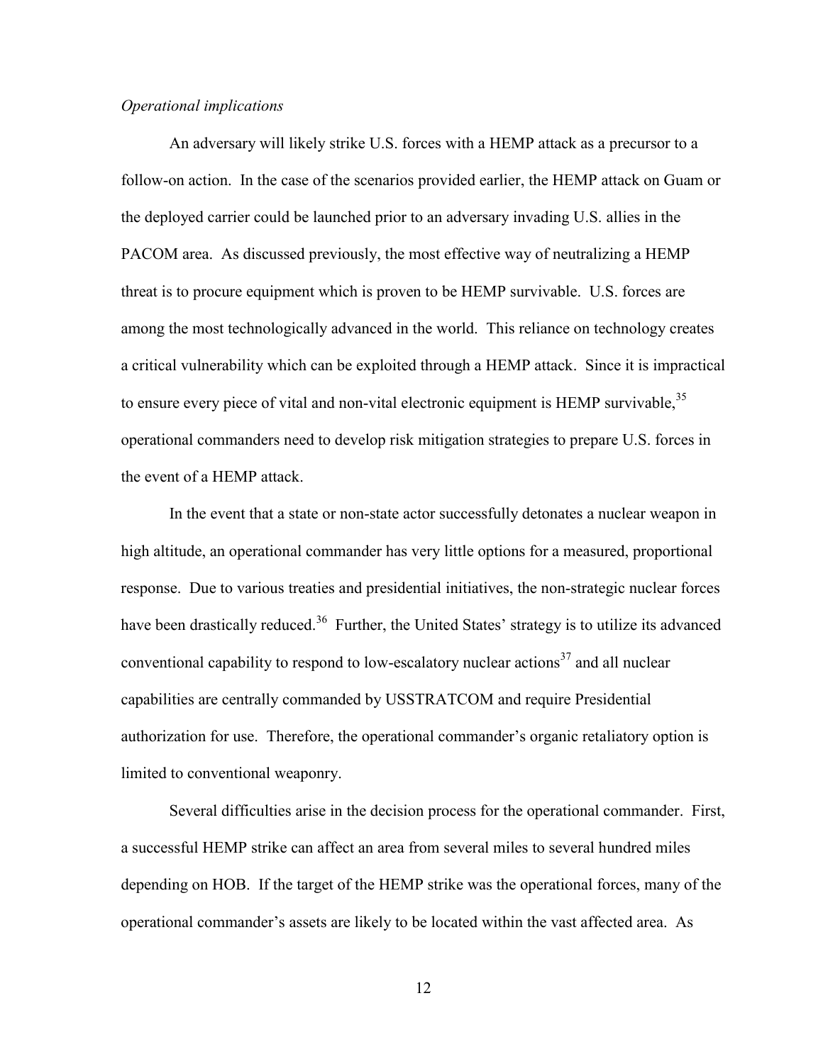*Operational implications*

An adversary will likely strike U.S. forces with a HEMP attack as a precursor to a follow-on action. In the case of the scenarios provided earlier, the HEMP attack on Guam or the deployed carrier could be launched prior to an adversary invading U.S. allies in the PACOM area. As discussed previously, the most effective way of neutralizing a HEMP threat is to procure equipment which is proven to be HEMP survivable. U.S. forces are among the most technologically advanced in the world. This reliance on technology creates a critical vulnerability which can be exploited through a HEMP attack. Since it is impractical to ensure every piece of vital and non-vital electronic equipment is HEMP survivable,[35] operational commanders need to develop risk mitigation strategies to prepare U.S. forces in the event of a HEMP attack.

In the event that a state or non-state actor successfully detonates a nuclear weapon in high altitude, an operational commander has very little options for a measured, proportional response. Due to various treaties and presidential initiatives, the non-strategic nuclear forces have been drastically reduced.[36] Further, the United States' strategy is to utilize its advanced conventional capability to respond to low-escalatory nuclear actions[37] and all nuclear capabilities are centrally commanded by USSTRATCOM and require Presidential authorization for use. Therefore, the operational commander's organic retaliatory option is limited to conventional weaponry.

Several difficulties arise in the decision process for the operational commander. First, a successful HEMP strike can affect an area from several miles to several hundred miles depending on HOB. If the target of the HEMP strike was the operational forces, many of the operational commander's assets are likely to be located within the vast affected area. As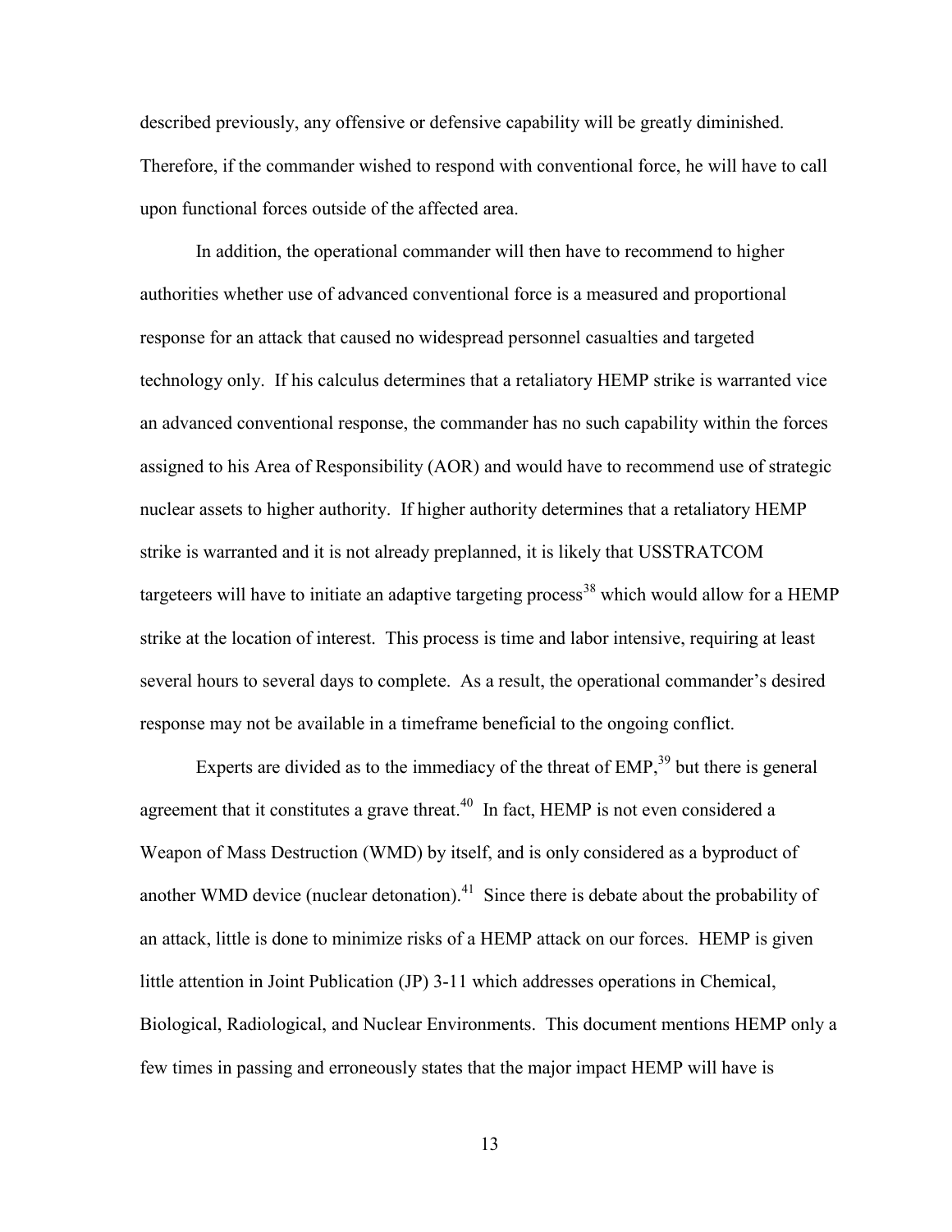described previously, any offensive or defensive capability will be greatly diminished. Therefore, if the commander wished to respond with conventional force, he will have to call upon functional forces outside of the affected area.

In addition, the operational commander will then have to recommend to higher authorities whether use of advanced conventional force is a measured and proportional response for an attack that caused no widespread personnel casualties and targeted technology only. If his calculus determines that a retaliatory HEMP strike is warranted vice an advanced conventional response, the commander has no such capability within the forces assigned to his Area of Responsibility (AOR) and would have to recommend use of strategic nuclear assets to higher authority. If higher authority determines that a retaliatory HEMP strike is warranted and it is not already preplanned, it is likely that USSTRATCOM targeteers will have to initiate an adaptive targeting process[38] which would allow for a HEMP strike at the location of interest. This process is time and labor intensive, requiring at least several hours to several days to complete. As a result, the operational commander's desired response may not be available in a timeframe beneficial to the ongoing conflict.

Experts are divided as to the immediacy of the threat of EMP,[39] but there is general agreement that it constitutes a grave threat.[40] In fact, HEMP is not even considered a Weapon of Mass Destruction (WMD) by itself, and is only considered as a byproduct of another WMD device (nuclear detonation).[41] Since there is debate about the probability of an attack, little is done to minimize risks of a HEMP attack on our forces. HEMP is given little attention in Joint Publication (JP) 3-11 which addresses operations in Chemical, Biological, Radiological, and Nuclear Environments. This document mentions HEMP only a few times in passing and erroneously states that the major impact HEMP will have is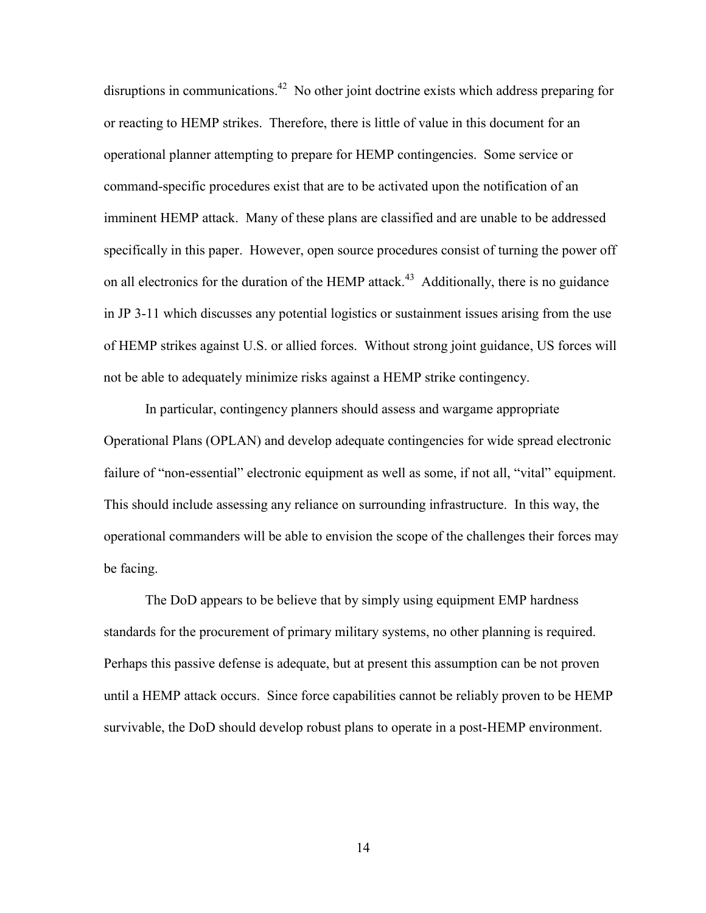disruptions in communications.[42] No other joint doctrine exists which address preparing for or reacting to HEMP strikes. Therefore, there is little of value in this document for an operational planner attempting to prepare for HEMP contingencies. Some service or command-specific procedures exist that are to be activated upon the notification of an imminent HEMP attack. Many of these plans are classified and are unable to be addressed specifically in this paper. However, open source procedures consist of turning the power off on all electronics for the duration of the HEMP attack.[43] Additionally, there is no guidance in JP 3-11 which discusses any potential logistics or sustainment issues arising from the use of HEMP strikes against U.S. or allied forces. Without strong joint guidance, US forces will not be able to adequately minimize risks against a HEMP strike contingency.

In particular, contingency planners should assess and wargame appropriate Operational Plans (OPLAN) and develop adequate contingencies for wide spread electronic failure of "non-essential" electronic equipment as well as some, if not all, "vital" equipment. This should include assessing any reliance on surrounding infrastructure. In this way, the operational commanders will be able to envision the scope of the challenges their forces may be facing.

The DoD appears to be believe that by simply using equipment EMP hardness standards for the procurement of primary military systems, no other planning is required. Perhaps this passive defense is adequate, but at present this assumption can be not proven until a HEMP attack occurs. Since force capabilities cannot be reliably proven to be HEMP survivable, the DoD should develop robust plans to operate in a post-HEMP environment.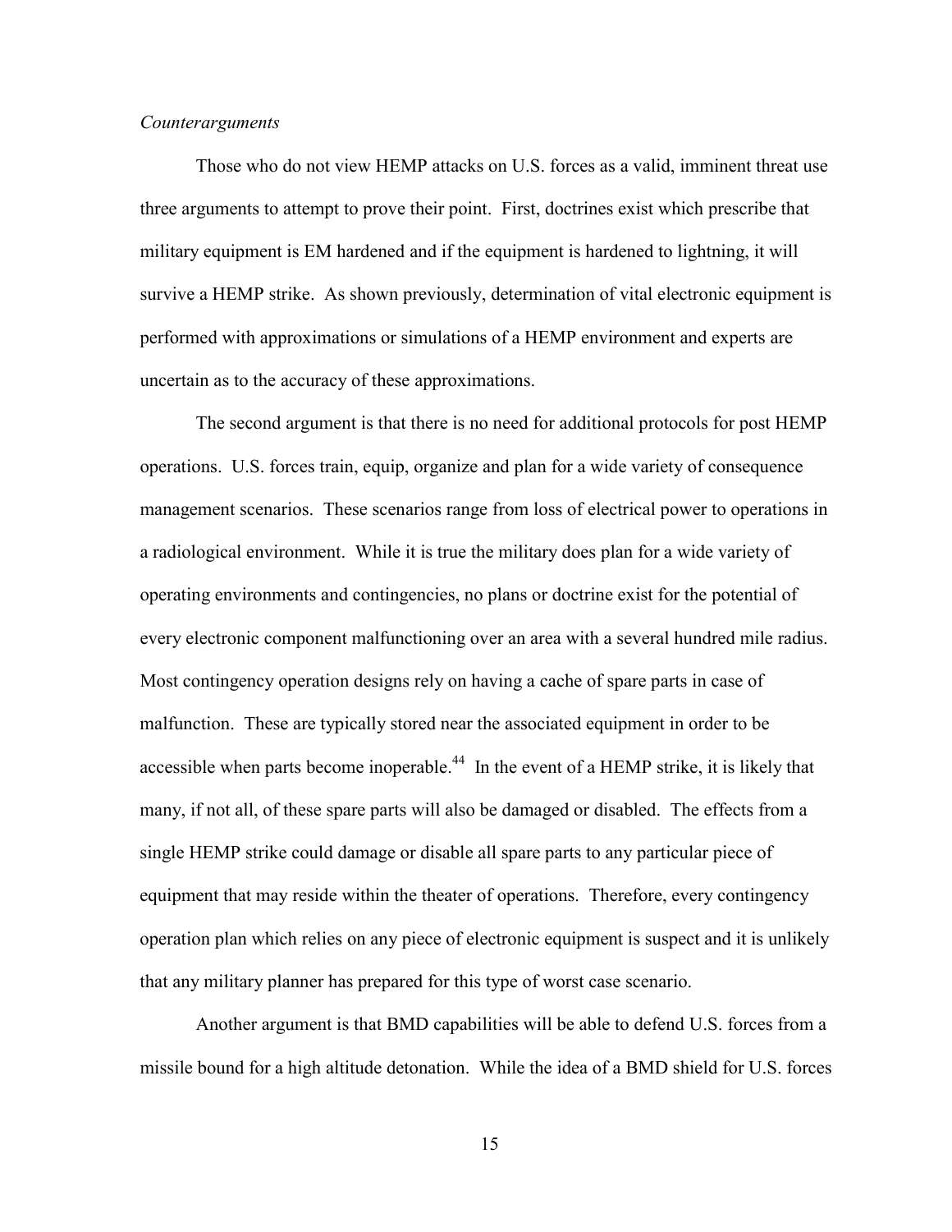*Counterarguments*

Those who do not view HEMP attacks on U.S. forces as a valid, imminent threat use three arguments to attempt to prove their point. First, doctrines exist which prescribe that military equipment is EM hardened and if the equipment is hardened to lightning, it will survive a HEMP strike. As shown previously, determination of vital electronic equipment is performed with approximations or simulations of a HEMP environment and experts are uncertain as to the accuracy of these approximations.

The second argument is that there is no need for additional protocols for post HEMP operations. U.S. forces train, equip, organize and plan for a wide variety of consequence management scenarios. These scenarios range from loss of electrical power to operations in a radiological environment. While it is true the military does plan for a wide variety of operating environments and contingencies, no plans or doctrine exist for the potential of every electronic component malfunctioning over an area with a several hundred mile radius. Most contingency operation designs rely on having a cache of spare parts in case of malfunction. These are typically stored near the associated equipment in order to be accessible when parts become inoperable.[44] In the event of a HEMP strike, it is likely that many, if not all, of these spare parts will also be damaged or disabled. The effects from a single HEMP strike could damage or disable all spare parts to any particular piece of equipment that may reside within the theater of operations. Therefore, every contingency operation plan which relies on any piece of electronic equipment is suspect and it is unlikely that any military planner has prepared for this type of worst case scenario.

Another argument is that BMD capabilities will be able to defend U.S. forces from a missile bound for a high altitude detonation. While the idea of a BMD shield for U.S. forces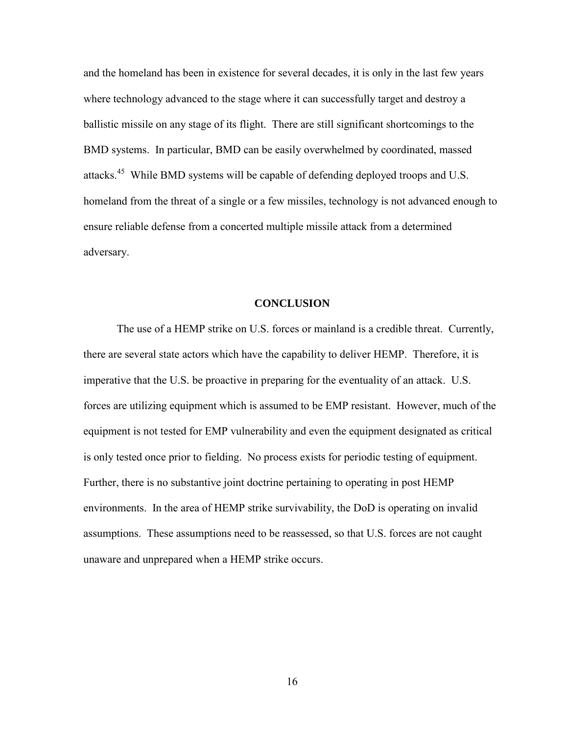and the homeland has been in existence for several decades, it is only in the last few years where technology advanced to the stage where it can successfully target and destroy a ballistic missile on any stage of its flight. There are still significant shortcomings to the BMD systems. In particular, BMD can be easily overwhelmed by coordinated, massed attacks.[45] While BMD systems will be capable of defending deployed troops and U.S. homeland from the threat of a single or a few missiles, technology is not advanced enough to ensure reliable defense from a concerted multiple missile attack from a determined adversary.

## CONCLUSION

The use of a HEMP strike on U.S. forces or mainland is a credible threat. Currently, there are several state actors which have the capability to deliver HEMP. Therefore, it is imperative that the U.S. be proactive in preparing for the eventuality of an attack. U.S. forces are utilizing equipment which is assumed to be EMP resistant. However, much of the equipment is not tested for EMP vulnerability and even the equipment designated as critical is only tested once prior to fielding. No process exists for periodic testing of equipment. Further, there is no substantive joint doctrine pertaining to operating in post HEMP environments. In the area of HEMP strike survivability, the DoD is operating on invalid assumptions. These assumptions need to be reassessed, so that U.S. forces are not caught unaware and unprepared when a HEMP strike occurs.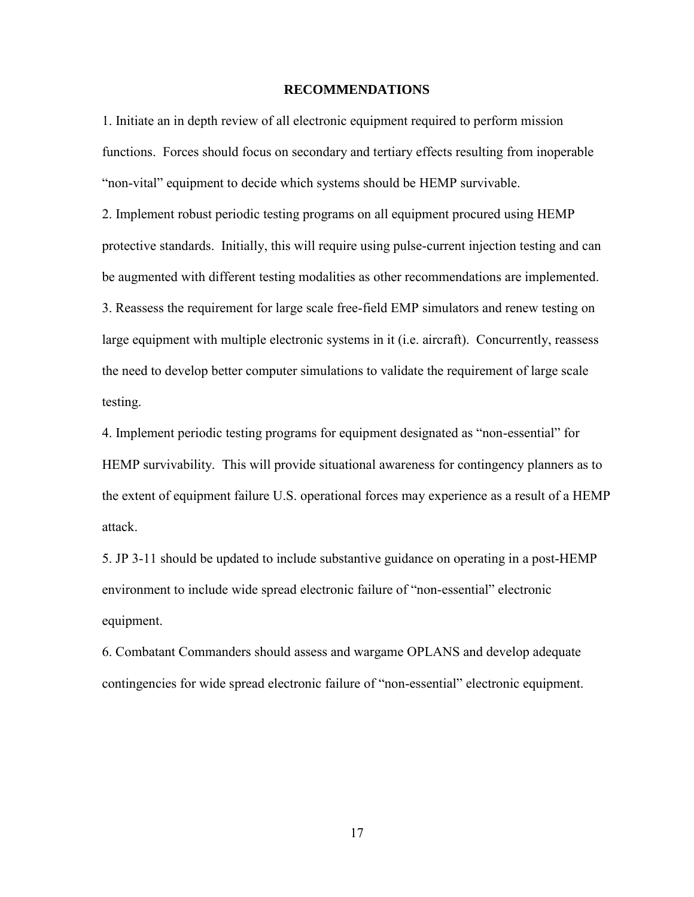## RECOMMENDATIONS

1. Initiate an in depth review of all electronic equipment required to perform mission functions. Forces should focus on secondary and tertiary effects resulting from inoperable "non-vital" equipment to decide which systems should be HEMP survivable.

2. Implement robust periodic testing programs on all equipment procured using HEMP protective standards. Initially, this will require using pulse-current injection testing and can be augmented with different testing modalities as other recommendations are implemented.

3. Reassess the requirement for large scale free-field EMP simulators and renew testing on large equipment with multiple electronic systems in it (i.e. aircraft). Concurrently, reassess the need to develop better computer simulations to validate the requirement of large scale testing.

4. Implement periodic testing programs for equipment designated as "non-essential" for HEMP survivability. This will provide situational awareness for contingency planners as to the extent of equipment failure U.S. operational forces may experience as a result of a HEMP attack.

5. JP 3-11 should be updated to include substantive guidance on operating in a post-HEMP environment to include wide spread electronic failure of "non-essential" electronic equipment.

6. Combatant Commanders should assess and wargame OPLANS and develop adequate contingencies for wide spread electronic failure of "non-essential" electronic equipment.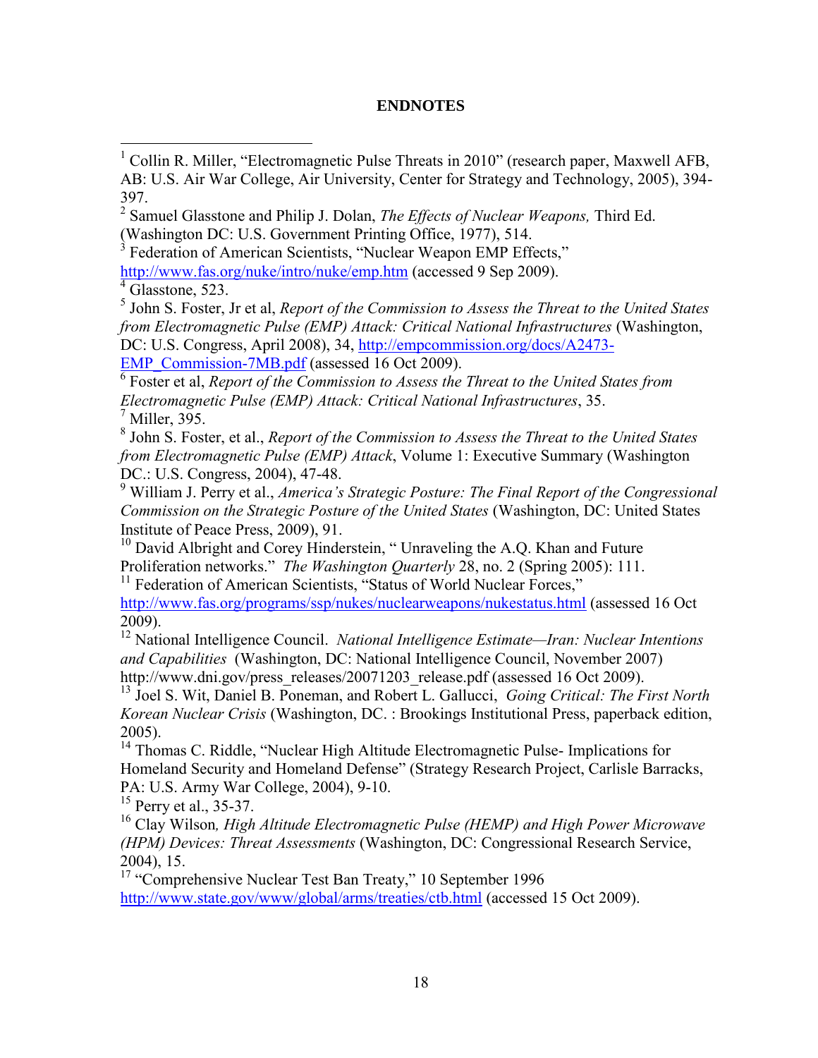# ENDNOTES

[1] Collin R. Miller, "Electromagnetic Pulse Threats in 2010" (research paper, Maxwell AFB, AB: U.S. Air War College, Air University, Center for Strategy and Technology, 2005), 394-397.

[2] Samuel Glasstone and Philip J. Dolan, *The Effects of Nuclear Weapons,* Third Ed. (Washington DC: U.S. Government Printing Office, 1977), 514.

[3] Federation of American Scientists, "Nuclear Weapon EMP Effects," http://www.fas.org/nuke/intro/nuke/emp.htm (accessed 9 Sep 2009).

[4] Glasstone, 523.

[5] John S. Foster, Jr et al, *Report of the Commission to Assess the Threat to the United States from Electromagnetic Pulse (EMP) Attack: Critical National Infrastructures* (Washington, DC: U.S. Congress, April 2008), 34, http://empcommission.org/docs/A2473-EMP_Commission-7MB.pdf (assessed 16 Oct 2009).

[6] Foster et al, *Report of the Commission to Assess the Threat to the United States from Electromagnetic Pulse (EMP) Attack: Critical National Infrastructures*, 35.

[7] Miller, 395.

[8] John S. Foster, et al., *Report of the Commission to Assess the Threat to the United States from Electromagnetic Pulse (EMP) Attack*, Volume 1: Executive Summary (Washington DC.: U.S. Congress, 2004), 47-48.

[9] William J. Perry et al., *America's Strategic Posture: The Final Report of the Congressional Commission on the Strategic Posture of the United States* (Washington, DC: United States Institute of Peace Press, 2009), 91.

[10] David Albright and Corey Hinderstein, " Unraveling the A.Q. Khan and Future Proliferation networks." *The Washington Quarterly* 28, no. 2 (Spring 2005): 111.

[11] Federation of American Scientists, "Status of World Nuclear Forces," http://www.fas.org/programs/ssp/nukes/nuclearweapons/nukestatus.html (assessed 16 Oct 2009).

[12] National Intelligence Council. *National Intelligence Estimate—Iran: Nuclear Intentions and Capabilities* (Washington, DC: National Intelligence Council, November 2007) http://www.dni.gov/press_releases/20071203_release.pdf (assessed 16 Oct 2009).

[13] Joel S. Wit, Daniel B. Poneman, and Robert L. Gallucci, *Going Critical: The First North Korean Nuclear Crisis* (Washington, DC. : Brookings Institutional Press, paperback edition, 2005).

[14] Thomas C. Riddle, "Nuclear High Altitude Electromagnetic Pulse- Implications for Homeland Security and Homeland Defense" (Strategy Research Project, Carlisle Barracks, PA: U.S. Army War College, 2004), 9-10.

[15] Perry et al., 35-37.

[16] Clay Wilson*, High Altitude Electromagnetic Pulse (HEMP) and High Power Microwave (HPM) Devices: Threat Assessments* (Washington, DC: Congressional Research Service, 2004), 15.

[17] "Comprehensive Nuclear Test Ban Treaty," 10 September 1996 http://www.state.gov/www/global/arms/treaties/ctb.html (accessed 15 Oct 2009).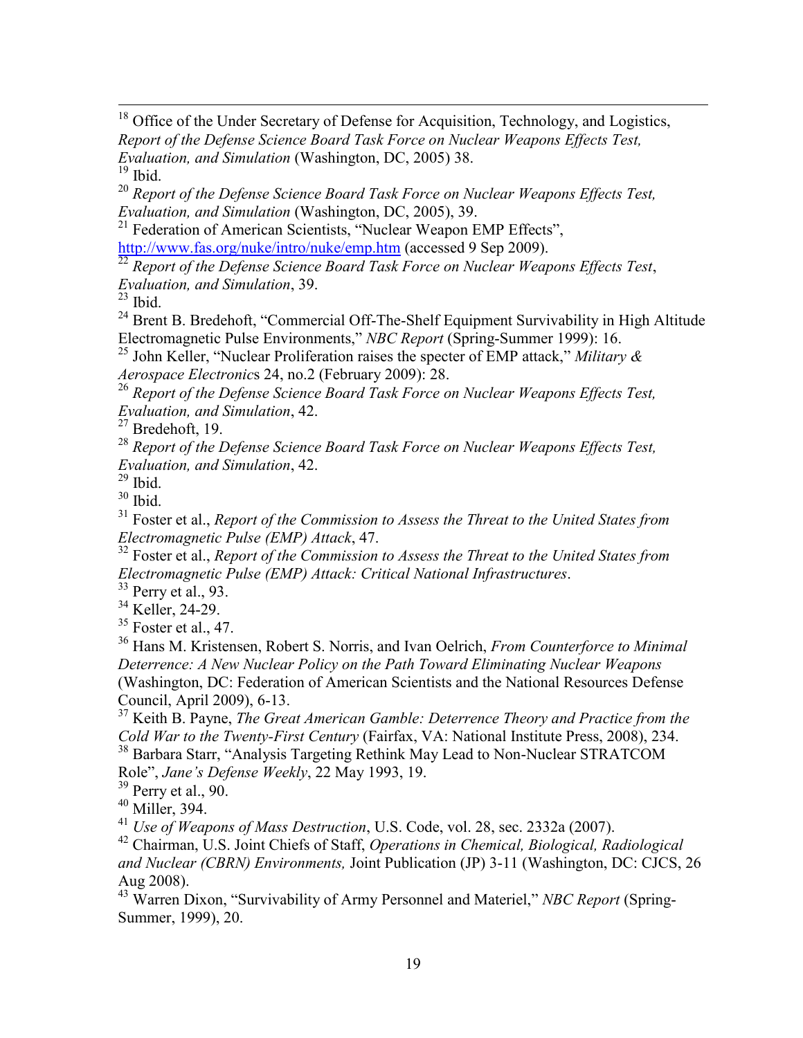[18] Office of the Under Secretary of Defense for Acquisition, Technology, and Logistics, *Report of the Defense Science Board Task Force on Nuclear Weapons Effects Test, Evaluation, and Simulation* (Washington, DC, 2005) 38.

[19] Ibid.

[20] *Report of the Defense Science Board Task Force on Nuclear Weapons Effects Test, Evaluation, and Simulation* (Washington, DC, 2005), 39.

[21] Federation of American Scientists, "Nuclear Weapon EMP Effects", http://www.fas.org/nuke/intro/nuke/emp.htm (accessed 9 Sep 2009).

[22] *Report of the Defense Science Board Task Force on Nuclear Weapons Effects Test*, *Evaluation, and Simulation*, 39.

[23] Ibid.

[24] Brent B. Bredehoft, "Commercial Off-The-Shelf Equipment Survivability in High Altitude Electromagnetic Pulse Environments," *NBC Report* (Spring-Summer 1999): 16.

[25] John Keller, "Nuclear Proliferation raises the specter of EMP attack," *Military & Aerospace Electronic*s 24, no.2 (February 2009): 28.

[26] *Report of the Defense Science Board Task Force on Nuclear Weapons Effects Test, Evaluation, and Simulation*, 42.

[27] Bredehoft, 19.

[28] *Report of the Defense Science Board Task Force on Nuclear Weapons Effects Test, Evaluation, and Simulation*, 42.

[29] Ibid.

[30] Ibid.

[31] Foster et al., *Report of the Commission to Assess the Threat to the United States from Electromagnetic Pulse (EMP) Attack*, 47.

[32] Foster et al., *Report of the Commission to Assess the Threat to the United States from Electromagnetic Pulse (EMP) Attack: Critical National Infrastructures*.

[33] Perry et al., 93.

[34] Keller, 24-29.

[35] Foster et al., 47.

[36] Hans M. Kristensen, Robert S. Norris, and Ivan Oelrich, *From Counterforce to Minimal Deterrence: A New Nuclear Policy on the Path Toward Eliminating Nuclear Weapons* (Washington, DC: Federation of American Scientists and the National Resources Defense Council, April 2009), 6-13.

[37] Keith B. Payne, *The Great American Gamble: Deterrence Theory and Practice from the Cold War to the Twenty-First Century* (Fairfax, VA: National Institute Press, 2008), 234.

[38] Barbara Starr, "Analysis Targeting Rethink May Lead to Non-Nuclear STRATCOM Role", *Jane's Defense Weekly*, 22 May 1993, 19.

[39] Perry et al., 90.

[40] Miller, 394.

[41] *Use of Weapons of Mass Destruction*, U.S. Code, vol. 28, sec. 2332a (2007).

[42] Chairman, U.S. Joint Chiefs of Staff, *Operations in Chemical, Biological, Radiological and Nuclear (CBRN) Environments,* Joint Publication (JP) 3-11 (Washington, DC: CJCS, 26 Aug 2008).

[43] Warren Dixon, "Survivability of Army Personnel and Materiel," *NBC Report* (Spring-Summer, 1999), 20.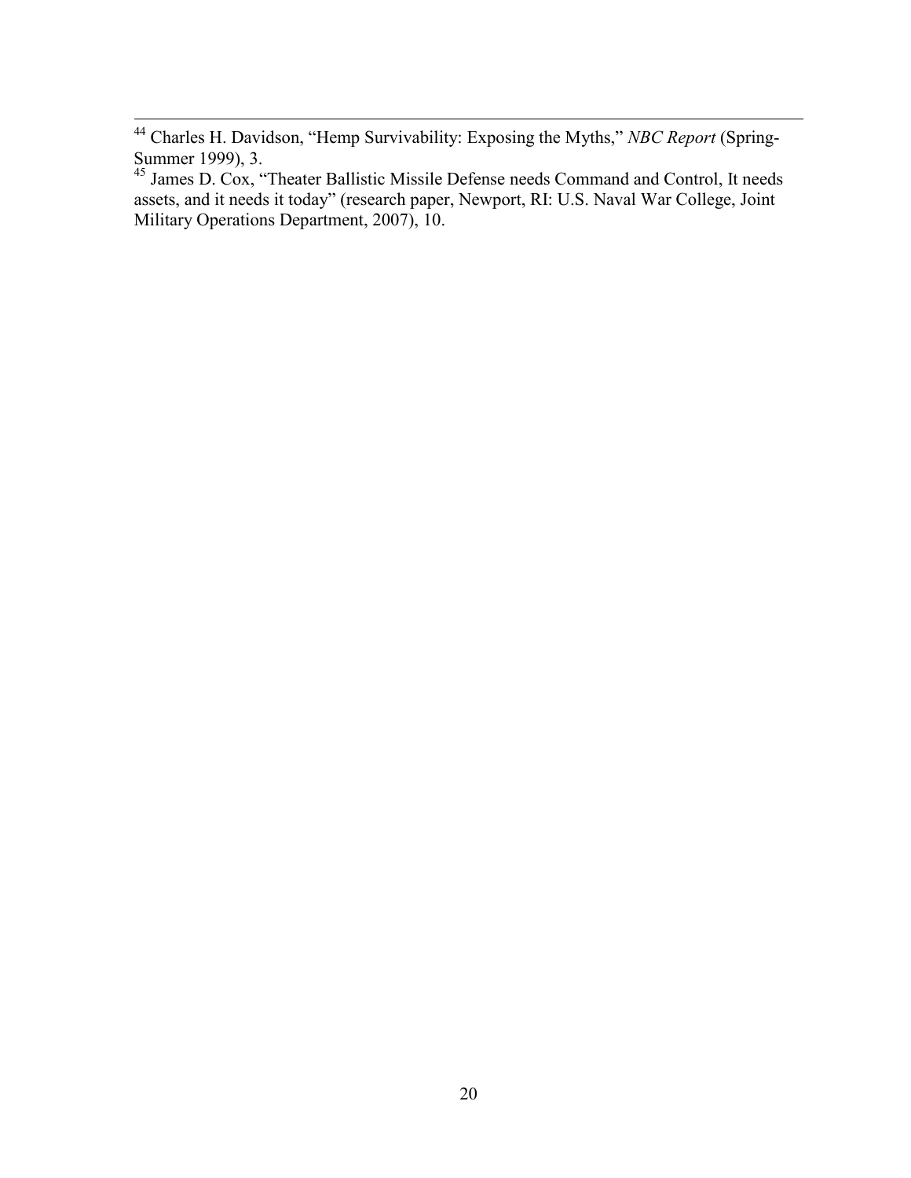[44] Charles H. Davidson, "Hemp Survivability: Exposing the Myths," *NBC Report* (Spring-Summer 1999), 3.

[45] James D. Cox, "Theater Ballistic Missile Defense needs Command and Control, It needs assets, and it needs it today" (research paper, Newport, RI: U.S. Naval War College, Joint Military Operations Department, 2007), 10.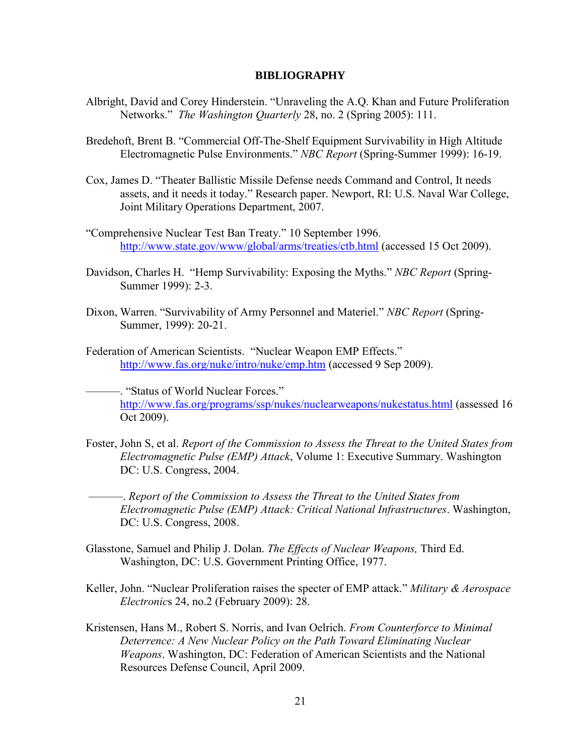## BIBLIOGRAPHY

Albright, David and Corey Hinderstein. "Unraveling the A.Q. Khan and Future Proliferation Networks." *The Washington Quarterly* 28, no. 2 (Spring 2005): 111.

Bredehoft, Brent B. "Commercial Off-The-Shelf Equipment Survivability in High Altitude Electromagnetic Pulse Environments." *NBC Report* (Spring-Summer 1999): 16-19.

Cox, James D. "Theater Ballistic Missile Defense needs Command and Control, It needs assets, and it needs it today." Research paper. Newport, RI: U.S. Naval War College, Joint Military Operations Department, 2007.

"Comprehensive Nuclear Test Ban Treaty." 10 September 1996. http://www.state.gov/www/global/arms/treaties/ctb.html (accessed 15 Oct 2009).

Davidson, Charles H. "Hemp Survivability: Exposing the Myths." *NBC Report* (Spring-Summer 1999): 2-3.

Dixon, Warren. "Survivability of Army Personnel and Materiel." *NBC Report* (Spring-Summer, 1999): 20-21.

Federation of American Scientists. "Nuclear Weapon EMP Effects." http://www.fas.org/nuke/intro/nuke/emp.htm (accessed 9 Sep 2009).

———. "Status of World Nuclear Forces." http://www.fas.org/programs/ssp/nukes/nuclearweapons/nukestatus.html (assessed 16 Oct 2009).

Foster, John S, et al. *Report of the Commission to Assess the Threat to the United States from Electromagnetic Pulse (EMP) Attack*, Volume 1: Executive Summary. Washington DC: U.S. Congress, 2004.

———. *Report of the Commission to Assess the Threat to the United States from Electromagnetic Pulse (EMP) Attack: Critical National Infrastructures*. Washington, DC: U.S. Congress, 2008.

Glasstone, Samuel and Philip J. Dolan. *The Effects of Nuclear Weapons,* Third Ed. Washington, DC: U.S. Government Printing Office, 1977.

Keller, John. "Nuclear Proliferation raises the specter of EMP attack." *Military & Aerospace Electronics* 24, no.2 (February 2009): 28.

Kristensen, Hans M., Robert S. Norris, and Ivan Oelrich. *From Counterforce to Minimal Deterrence: A New Nuclear Policy on the Path Toward Eliminating Nuclear Weapons*. Washington, DC: Federation of American Scientists and the National Resources Defense Council, April 2009.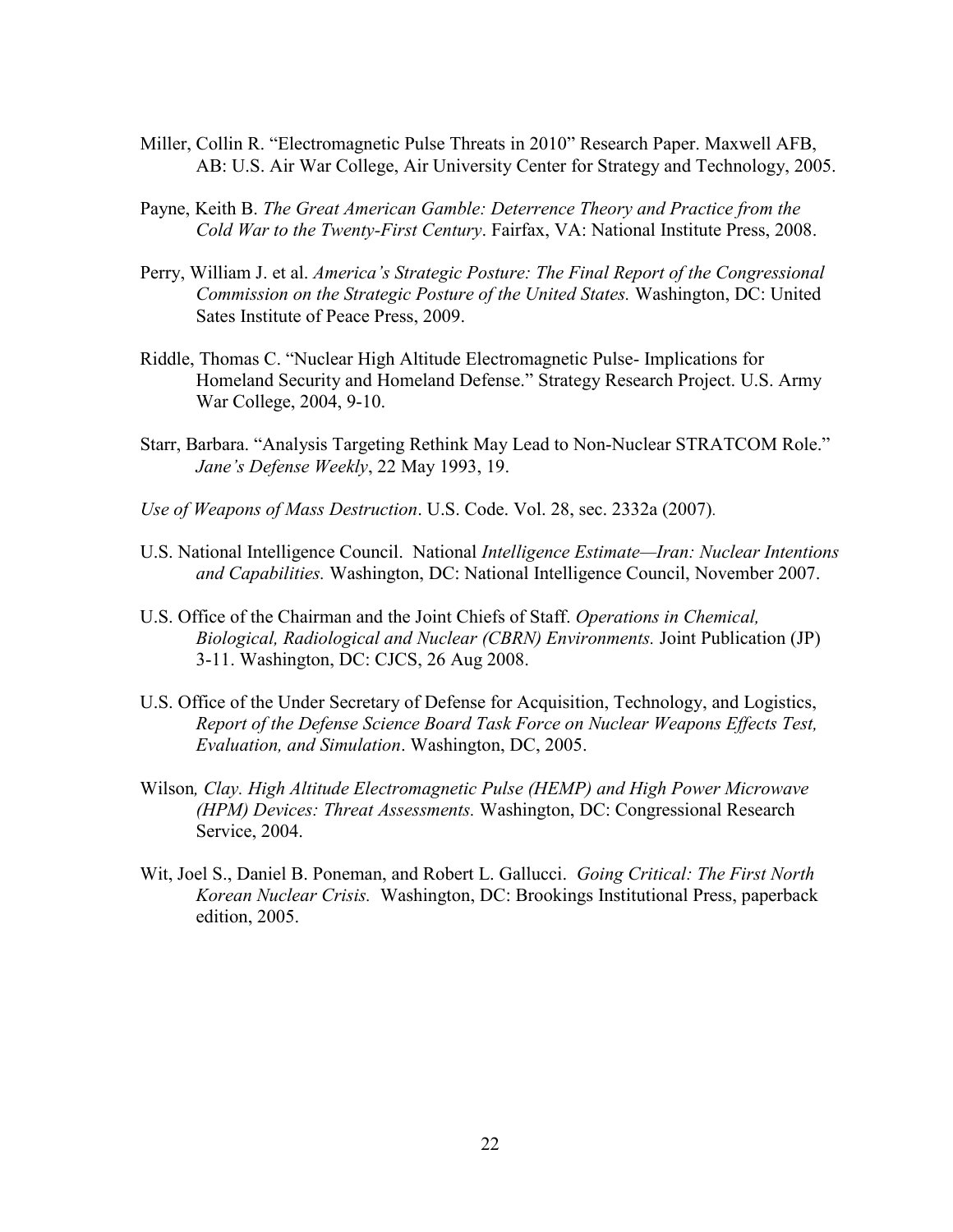Miller, Collin R. "Electromagnetic Pulse Threats in 2010" Research Paper. Maxwell AFB, AB: U.S. Air War College, Air University Center for Strategy and Technology, 2005.

Payne, Keith B. *The Great American Gamble: Deterrence Theory and Practice from the Cold War to the Twenty-First Century*. Fairfax, VA: National Institute Press, 2008.

Perry, William J. et al. *America's Strategic Posture: The Final Report of the Congressional Commission on the Strategic Posture of the United States.* Washington, DC: United Sates Institute of Peace Press, 2009.

Riddle, Thomas C. "Nuclear High Altitude Electromagnetic Pulse- Implications for Homeland Security and Homeland Defense." Strategy Research Project. U.S. Army War College, 2004, 9-10.

Starr, Barbara. "Analysis Targeting Rethink May Lead to Non-Nuclear STRATCOM Role." *Jane's Defense Weekly*, 22 May 1993, 19.

*Use of Weapons of Mass Destruction*. U.S. Code. Vol. 28, sec. 2332a (2007).

U.S. National Intelligence Council. National *Intelligence Estimate—Iran: Nuclear Intentions and Capabilities.* Washington, DC: National Intelligence Council, November 2007.

U.S. Office of the Chairman and the Joint Chiefs of Staff. *Operations in Chemical, Biological, Radiological and Nuclear (CBRN) Environments.* Joint Publication (JP) 3-11. Washington, DC: CJCS, 26 Aug 2008.

U.S. Office of the Under Secretary of Defense for Acquisition, Technology, and Logistics, *Report of the Defense Science Board Task Force on Nuclear Weapons Effects Test, Evaluation, and Simulation*. Washington, DC, 2005.

Wilson*, Clay. High Altitude Electromagnetic Pulse (HEMP) and High Power Microwave (HPM) Devices: Threat Assessments.* Washington, DC: Congressional Research Service, 2004.

Wit, Joel S., Daniel B. Poneman, and Robert L. Gallucci. *Going Critical: The First North Korean Nuclear Crisis.* Washington, DC: Brookings Institutional Press, paperback edition, 2005.